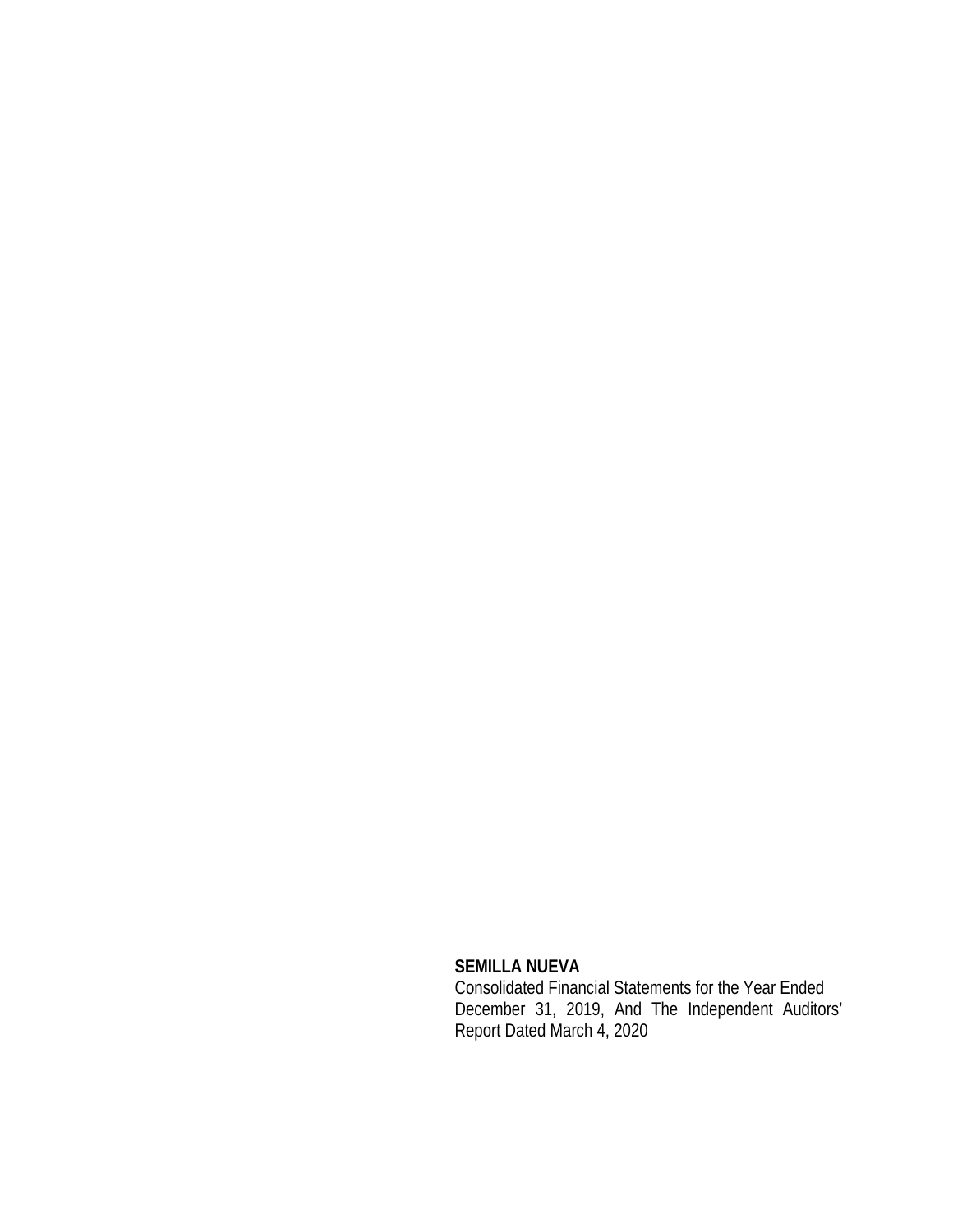**SEMILLA NUEVA**

Consolidated Financial Statements for the Year Ended December 31, 2019, And The Independent Auditors' Report Dated March 4, 2020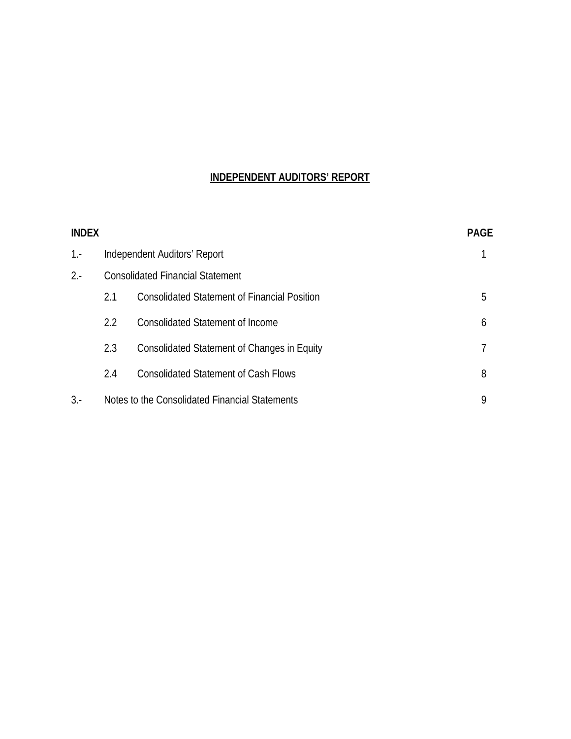# INDEPENDENT AUDITORS' REPORT

| INDEX | | | PAGE |
|---|---|---|---|
| 1.- | Independent Auditors' Report | | 1 |
| 2.- | Consolidated Financial Statement | | |
| | 2.1 | Consolidated Statement of Financial Position | 5 |
| | 2.2 | Consolidated Statement of Income | 6 |
| | 2.3 | Consolidated Statement of Changes in Equity | 7 |
| | 2.4 | Consolidated Statement of Cash Flows | 8 |
| 3.- | Notes to the Consolidated Financial Statements | | 9 |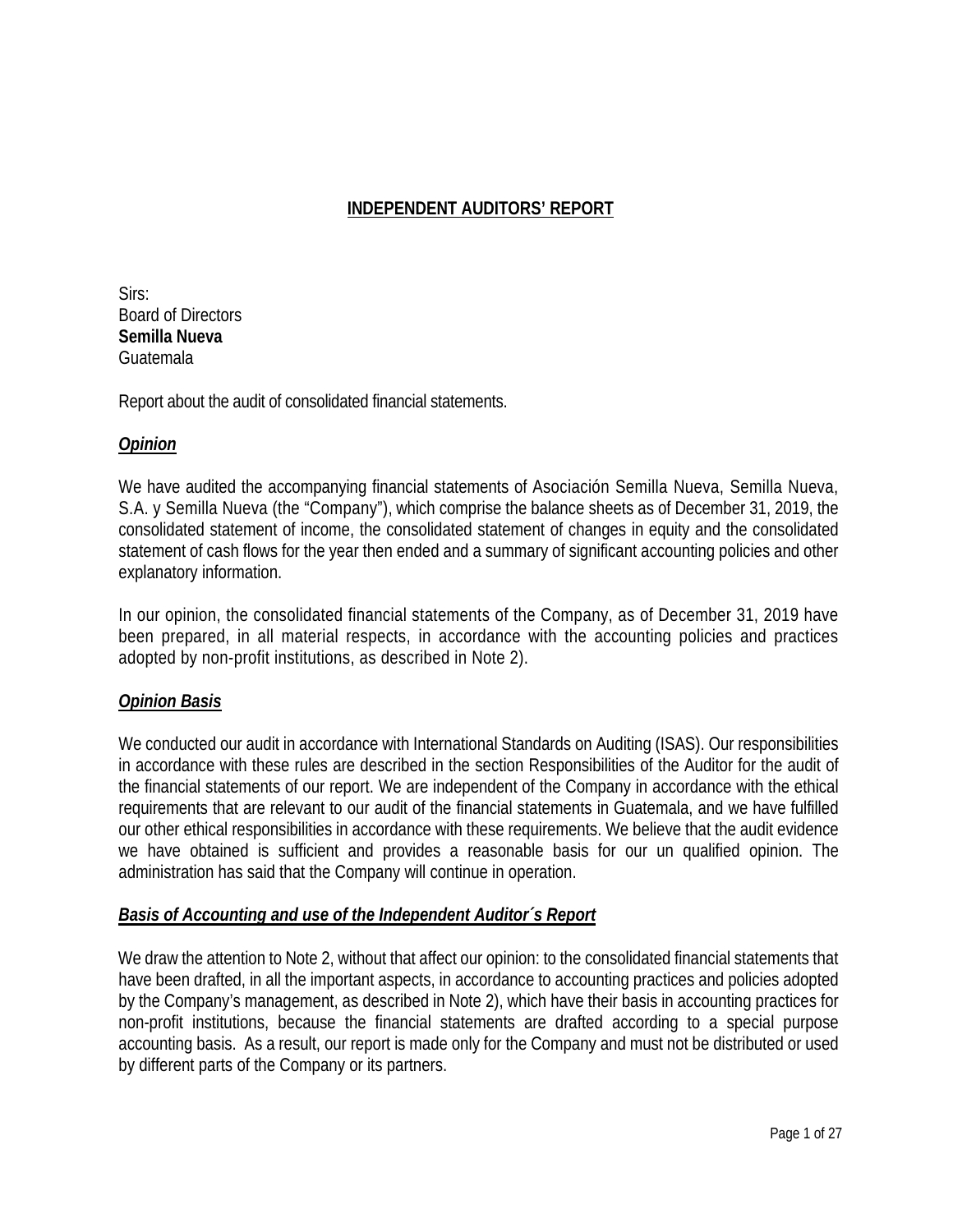# INDEPENDENT AUDITORS' REPORT

Sirs:
Board of Directors
**Semilla Nueva**
Guatemala

Report about the audit of consolidated financial statements.

***Opinion***

We have audited the accompanying financial statements of Asociación Semilla Nueva, Semilla Nueva, S.A. y Semilla Nueva (the "Company"), which comprise the balance sheets as of December 31, 2019, the consolidated statement of income, the consolidated statement of changes in equity and the consolidated statement of cash flows for the year then ended and a summary of significant accounting policies and other explanatory information.

In our opinion, the consolidated financial statements of the Company, as of December 31, 2019 have been prepared, in all material respects, in accordance with the accounting policies and practices adopted by non-profit institutions, as described in Note 2).

***Opinion Basis***

We conducted our audit in accordance with International Standards on Auditing (ISAS). Our responsibilities in accordance with these rules are described in the section Responsibilities of the Auditor for the audit of the financial statements of our report. We are independent of the Company in accordance with the ethical requirements that are relevant to our audit of the financial statements in Guatemala, and we have fulfilled our other ethical responsibilities in accordance with these requirements. We believe that the audit evidence we have obtained is sufficient and provides a reasonable basis for our un qualified opinion. The administration has said that the Company will continue in operation.

***Basis of Accounting and use of the Independent Auditor´s Report***

We draw the attention to Note 2, without that affect our opinion: to the consolidated financial statements that have been drafted, in all the important aspects, in accordance to accounting practices and policies adopted by the Company's management, as described in Note 2), which have their basis in accounting practices for non-profit institutions, because the financial statements are drafted according to a special purpose accounting basis. As a result, our report is made only for the Company and must not be distributed or used by different parts of the Company or its partners.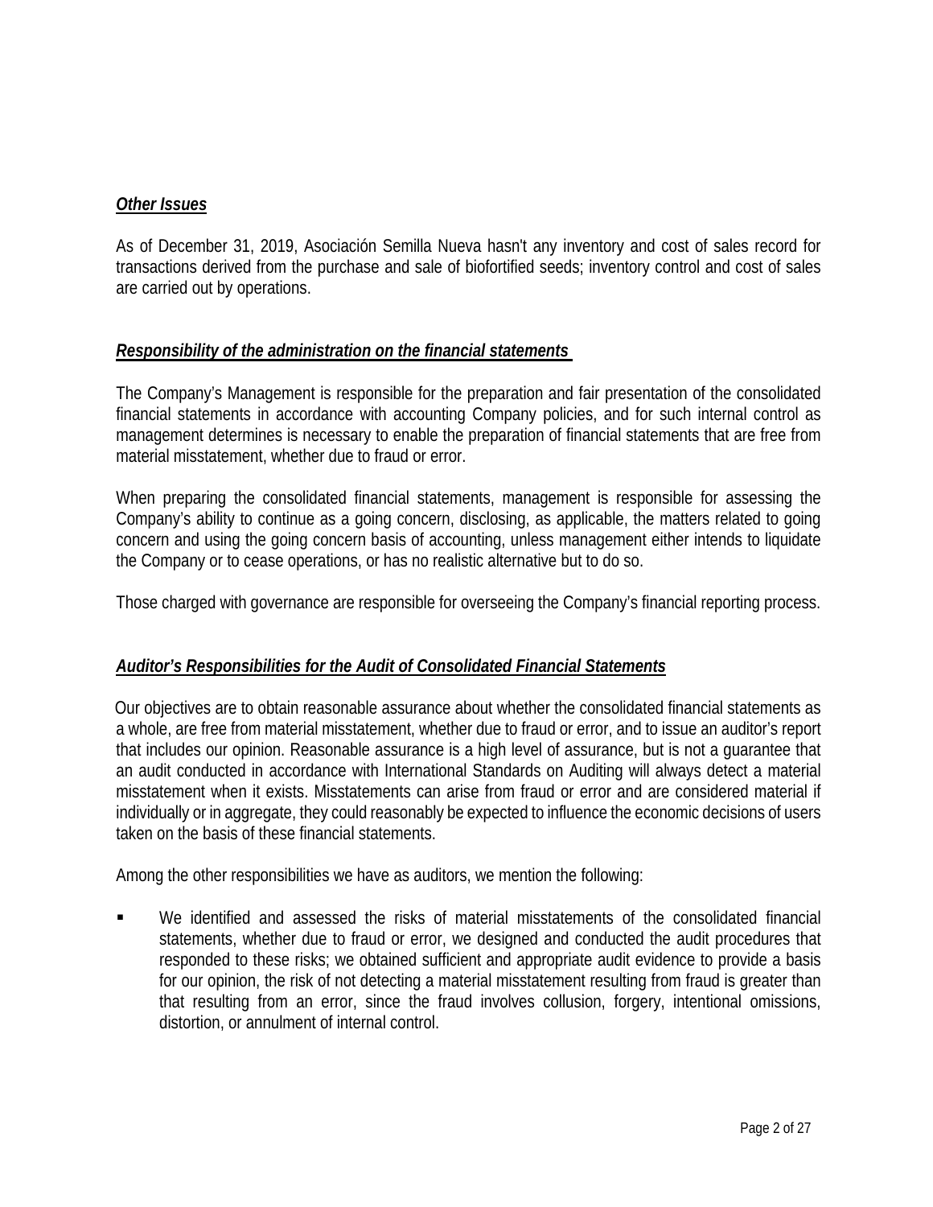### ***Other Issues***

As of December 31, 2019, Asociación Semilla Nueva hasn't any inventory and cost of sales record for transactions derived from the purchase and sale of biofortified seeds; inventory control and cost of sales are carried out by operations.

### ***Responsibility of the administration on the financial statements***

The Company's Management is responsible for the preparation and fair presentation of the consolidated financial statements in accordance with accounting Company policies, and for such internal control as management determines is necessary to enable the preparation of financial statements that are free from material misstatement, whether due to fraud or error.

When preparing the consolidated financial statements, management is responsible for assessing the Company's ability to continue as a going concern, disclosing, as applicable, the matters related to going concern and using the going concern basis of accounting, unless management either intends to liquidate the Company or to cease operations, or has no realistic alternative but to do so.

Those charged with governance are responsible for overseeing the Company's financial reporting process.

### ***Auditor's Responsibilities for the Audit of Consolidated Financial Statements***

Our objectives are to obtain reasonable assurance about whether the consolidated financial statements as a whole, are free from material misstatement, whether due to fraud or error, and to issue an auditor's report that includes our opinion. Reasonable assurance is a high level of assurance, but is not a guarantee that an audit conducted in accordance with International Standards on Auditing will always detect a material misstatement when it exists. Misstatements can arise from fraud or error and are considered material if individually or in aggregate, they could reasonably be expected to influence the economic decisions of users taken on the basis of these financial statements.

Among the other responsibilities we have as auditors, we mention the following:

- We identified and assessed the risks of material misstatements of the consolidated financial statements, whether due to fraud or error, we designed and conducted the audit procedures that responded to these risks; we obtained sufficient and appropriate audit evidence to provide a basis for our opinion, the risk of not detecting a material misstatement resulting from fraud is greater than that resulting from an error, since the fraud involves collusion, forgery, intentional omissions, distortion, or annulment of internal control.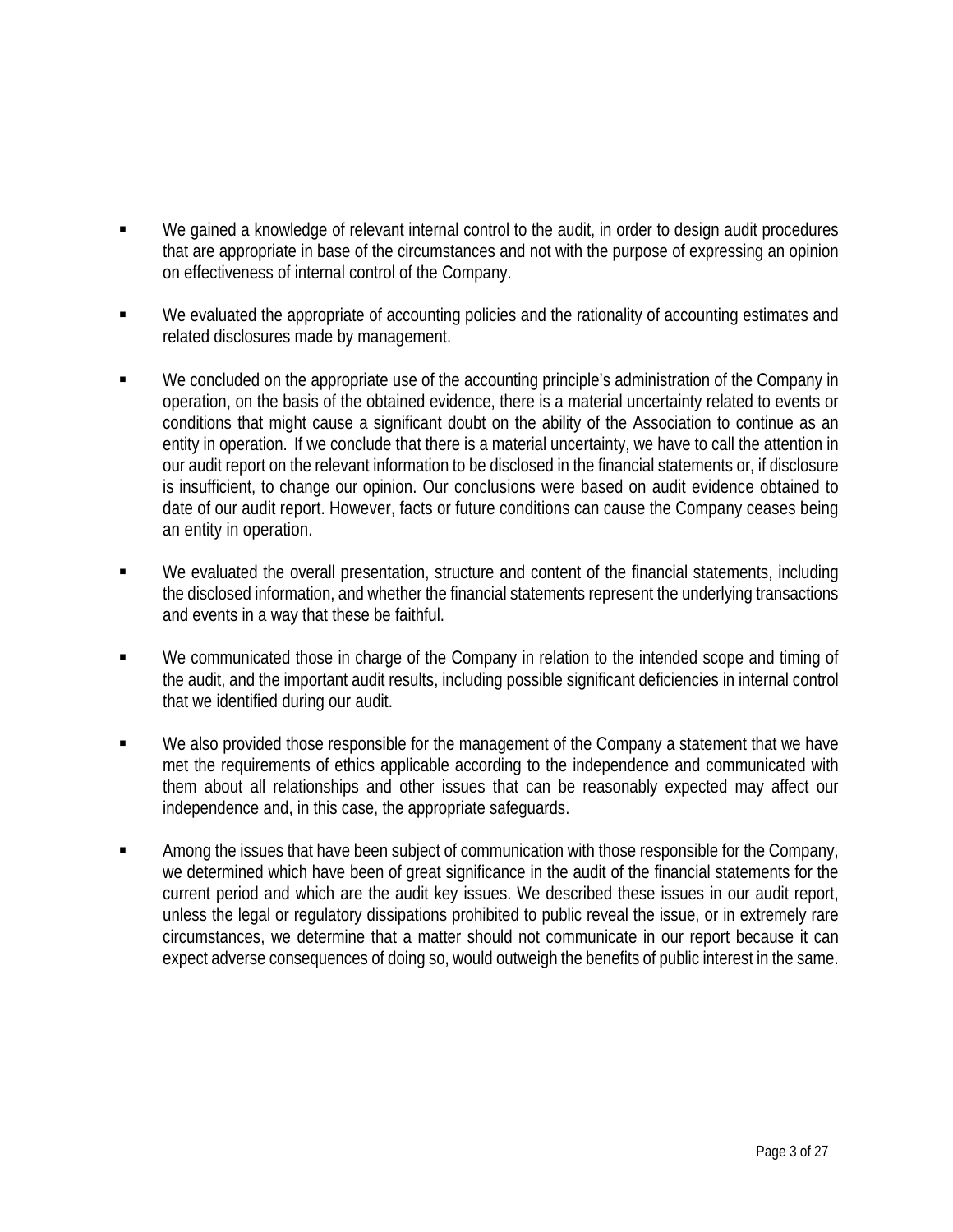- We gained a knowledge of relevant internal control to the audit, in order to design audit procedures that are appropriate in base of the circumstances and not with the purpose of expressing an opinion on effectiveness of internal control of the Company.

- We evaluated the appropriate of accounting policies and the rationality of accounting estimates and related disclosures made by management.

- We concluded on the appropriate use of the accounting principle's administration of the Company in operation, on the basis of the obtained evidence, there is a material uncertainty related to events or conditions that might cause a significant doubt on the ability of the Association to continue as an entity in operation. If we conclude that there is a material uncertainty, we have to call the attention in our audit report on the relevant information to be disclosed in the financial statements or, if disclosure is insufficient, to change our opinion. Our conclusions were based on audit evidence obtained to date of our audit report. However, facts or future conditions can cause the Company ceases being an entity in operation.

- We evaluated the overall presentation, structure and content of the financial statements, including the disclosed information, and whether the financial statements represent the underlying transactions and events in a way that these be faithful.

- We communicated those in charge of the Company in relation to the intended scope and timing of the audit, and the important audit results, including possible significant deficiencies in internal control that we identified during our audit.

- We also provided those responsible for the management of the Company a statement that we have met the requirements of ethics applicable according to the independence and communicated with them about all relationships and other issues that can be reasonably expected may affect our independence and, in this case, the appropriate safeguards.

- Among the issues that have been subject of communication with those responsible for the Company, we determined which have been of great significance in the audit of the financial statements for the current period and which are the audit key issues. We described these issues in our audit report, unless the legal or regulatory dissipations prohibited to public reveal the issue, or in extremely rare circumstances, we determine that a matter should not communicate in our report because it can expect adverse consequences of doing so, would outweigh the benefits of public interest in the same.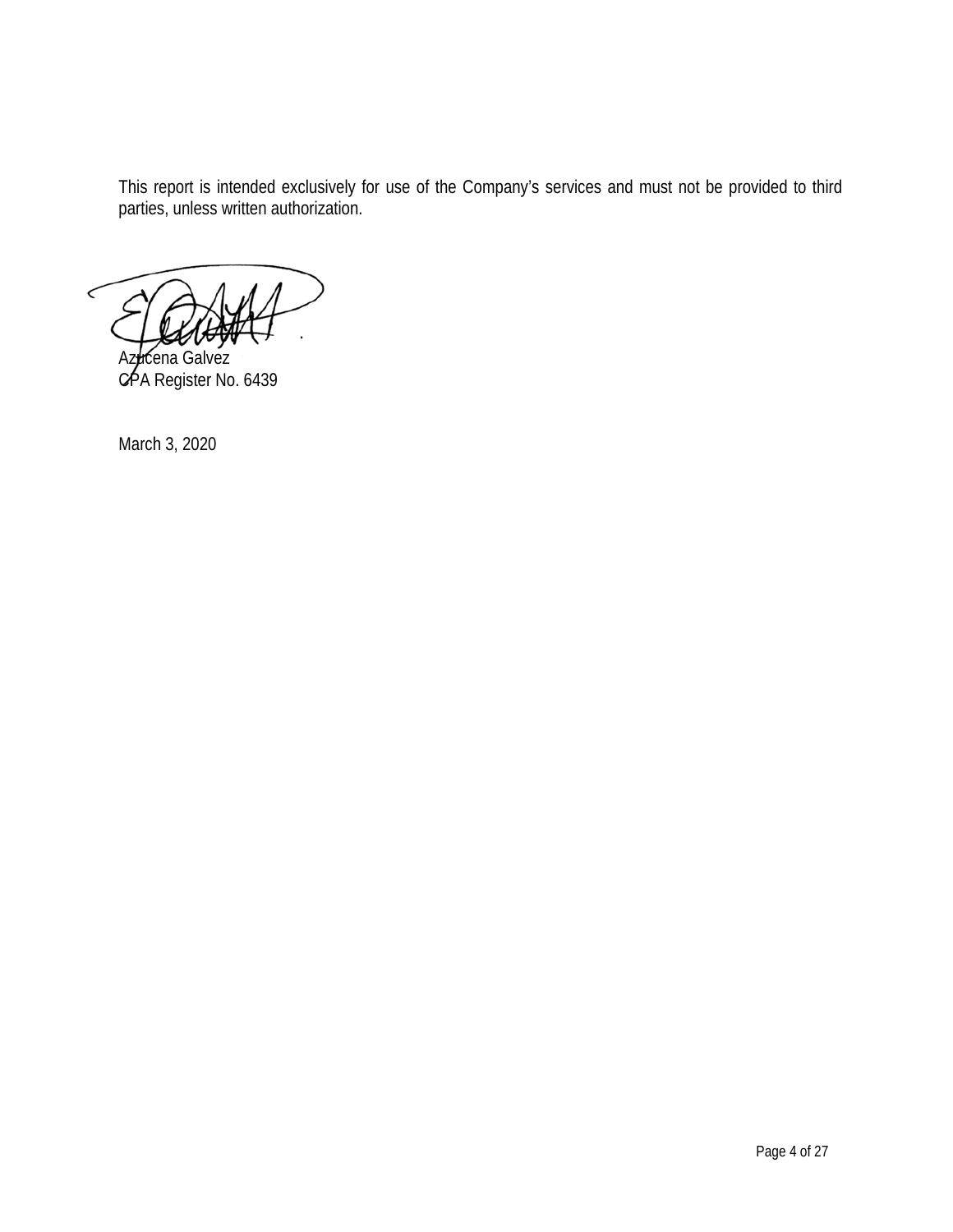This report is intended exclusively for use of the Company's services and must not be provided to third parties, unless written authorization.

Azucena Galvez
CPA Register No. 6439

March 3, 2020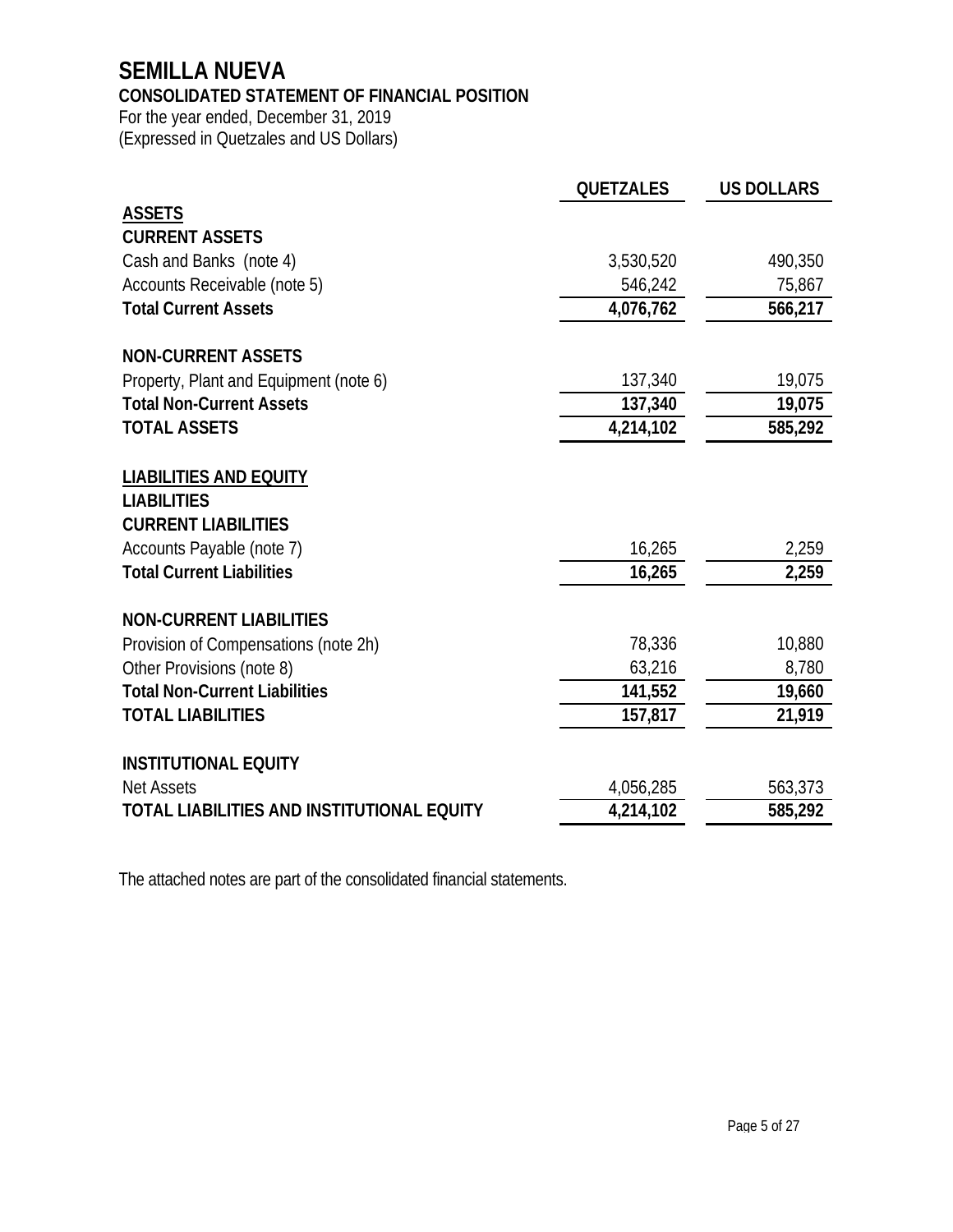# SEMILLA NUEVA

## CONSOLIDATED STATEMENT OF FINANCIAL POSITION

For the year ended, December 31, 2019
(Expressed in Quetzales and US Dollars)

| | QUETZALES | US DOLLARS |
|---|---|---|
| **ASSETS** | | |
| **CURRENT ASSETS** | | |
| Cash and Banks (note 4) | 3,530,520 | 490,350 |
| Accounts Receivable (note 5) | 546,242 | 75,867 |
| **Total Current Assets** | **4,076,762** | **566,217** |
| | | |
| **NON-CURRENT ASSETS** | | |
| Property, Plant and Equipment (note 6) | 137,340 | 19,075 |
| **Total Non-Current Assets** | **137,340** | **19,075** |
| **TOTAL ASSETS** | **4,214,102** | **585,292** |
| | | |
| **LIABILITIES AND EQUITY** | | |
| **LIABILITIES** | | |
| **CURRENT LIABILITIES** | | |
| Accounts Payable (note 7) | 16,265 | 2,259 |
| **Total Current Liabilities** | **16,265** | **2,259** |
| | | |
| **NON-CURRENT LIABILITIES** | | |
| Provision of Compensations (note 2h) | 78,336 | 10,880 |
| Other Provisions (note 8) | 63,216 | 8,780 |
| **Total Non-Current Liabilities** | **141,552** | **19,660** |
| **TOTAL LIABILITIES** | **157,817** | **21,919** |
| | | |
| **INSTITUTIONAL EQUITY** | | |
| Net Assets | 4,056,285 | 563,373 |
| **TOTAL LIABILITIES AND INSTITUTIONAL EQUITY** | **4,214,102** | **585,292** |

The attached notes are part of the consolidated financial statements.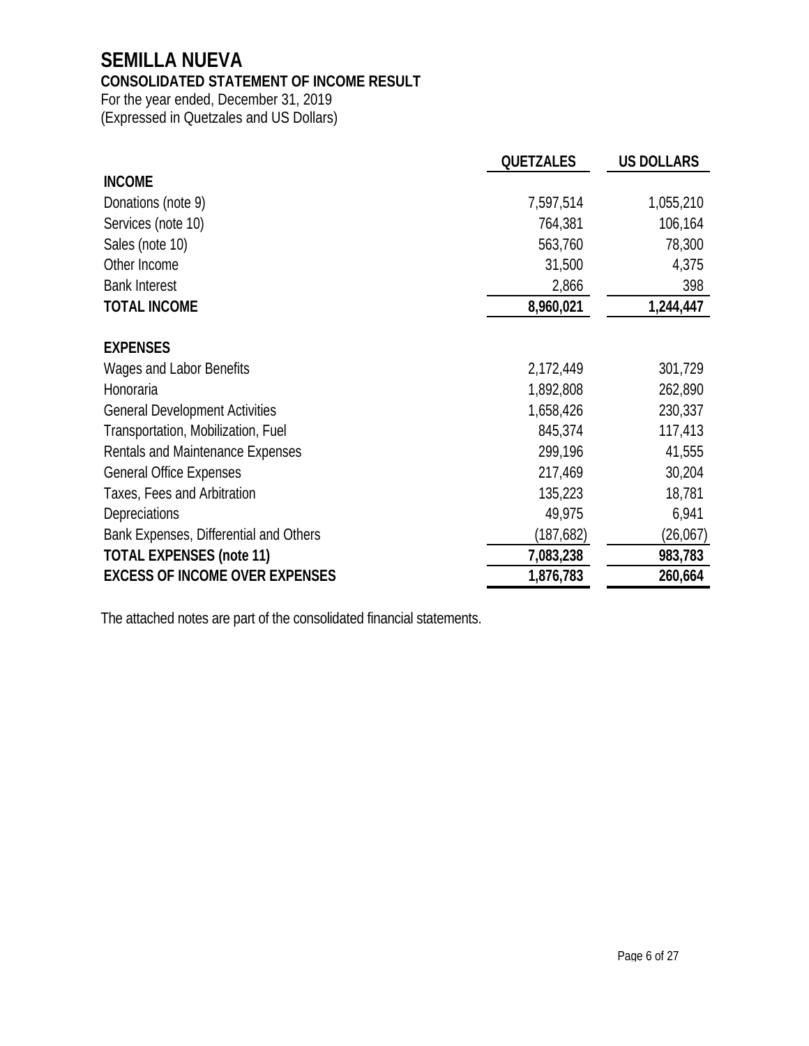# SEMILLA NUEVA

## CONSOLIDATED STATEMENT OF INCOME RESULT

For the year ended, December 31, 2019
(Expressed in Quetzales and US Dollars)

| | QUETZALES | US DOLLARS |
|---|---|---|
| **INCOME** | | |
| Donations (note 9) | 7,597,514 | 1,055,210 |
| Services (note 10) | 764,381 | 106,164 |
| Sales (note 10) | 563,760 | 78,300 |
| Other Income | 31,500 | 4,375 |
| Bank Interest | 2,866 | 398 |
| **TOTAL INCOME** | **8,960,021** | **1,244,447** |
| | | |
| **EXPENSES** | | |
| Wages and Labor Benefits | 2,172,449 | 301,729 |
| Honoraria | 1,892,808 | 262,890 |
| General Development Activities | 1,658,426 | 230,337 |
| Transportation, Mobilization, Fuel | 845,374 | 117,413 |
| Rentals and Maintenance Expenses | 299,196 | 41,555 |
| General Office Expenses | 217,469 | 30,204 |
| Taxes, Fees and Arbitration | 135,223 | 18,781 |
| Depreciations | 49,975 | 6,941 |
| Bank Expenses, Differential and Others | (187,682) | (26,067) |
| **TOTAL EXPENSES (note 11)** | **7,083,238** | **983,783** |
| **EXCESS OF INCOME OVER EXPENSES** | **1,876,783** | **260,664** |

The attached notes are part of the consolidated financial statements.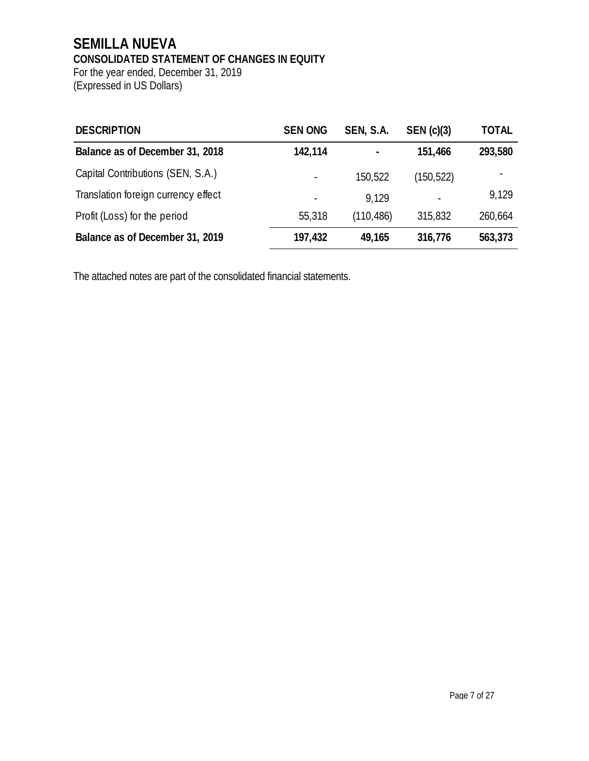# SEMILLA NUEVA

**CONSOLIDATED STATEMENT OF CHANGES IN EQUITY**

For the year ended, December 31, 2019

(Expressed in US Dollars)

| DESCRIPTION | SEN ONG | SEN, S.A. | SEN (c)(3) | TOTAL |
|---|---|---|---|---|
| **Balance as of December 31, 2018** | **142,114** | **-** | **151,466** | **293,580** |
| Capital Contributions (SEN, S.A.) | - | 150,522 | (150,522) | - |
| Translation foreign currency effect | - | 9,129 | - | 9,129 |
| Profit (Loss) for the period | 55,318 | (110,486) | 315,832 | 260,664 |
| **Balance as of December 31, 2019** | **197,432** | **49,165** | **316,776** | **563,373** |

The attached notes are part of the consolidated financial statements.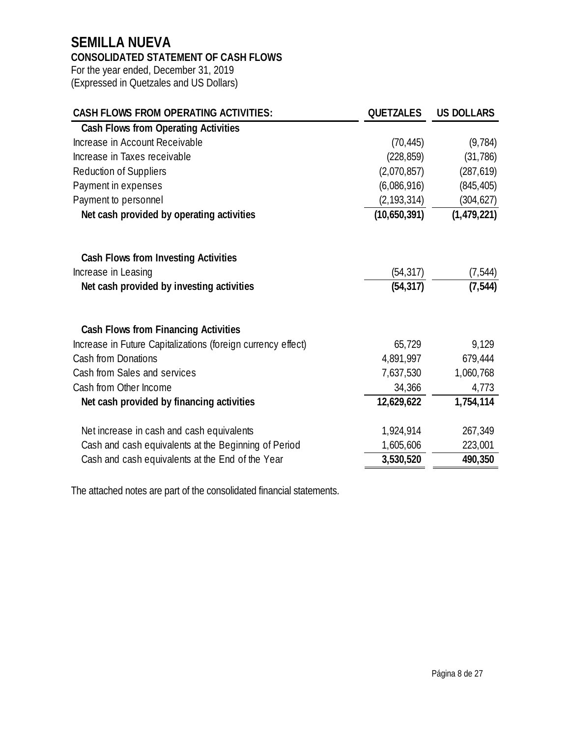# SEMILLA NUEVA

## CONSOLIDATED STATEMENT OF CASH FLOWS

For the year ended, December 31, 2019

(Expressed in Quetzales and US Dollars)

| CASH FLOWS FROM OPERATING ACTIVITIES: | QUETZALES | US DOLLARS |
|---|---|---|
| **Cash Flows from Operating Activities** | | |
| Increase in Account Receivable | (70,445) | (9,784) |
| Increase in Taxes receivable | (228,859) | (31,786) |
| Reduction of Suppliers | (2,070,857) | (287,619) |
| Payment in expenses | (6,086,916) | (845,405) |
| Payment to personnel | (2,193,314) | (304,627) |
| **Net cash provided by operating activities** | **(10,650,391)** | **(1,479,221)** |
| | | |
| **Cash Flows from Investing Activities** | | |
| Increase in Leasing | (54,317) | (7,544) |
| **Net cash provided by investing activities** | **(54,317)** | **(7,544)** |
| | | |
| **Cash Flows from Financing Activities** | | |
| Increase in Future Capitalizations (foreign currency effect) | 65,729 | 9,129 |
| Cash from Donations | 4,891,997 | 679,444 |
| Cash from Sales and services | 7,637,530 | 1,060,768 |
| Cash from Other Income | 34,366 | 4,773 |
| **Net cash provided by financing activities** | **12,629,622** | **1,754,114** |
| | | |
| Net increase in cash and cash equivalents | 1,924,914 | 267,349 |
| Cash and cash equivalents at the Beginning of Period | 1,605,606 | 223,001 |
| Cash and cash equivalents at the End of the Year | **3,530,520** | **490,350** |

The attached notes are part of the consolidated financial statements.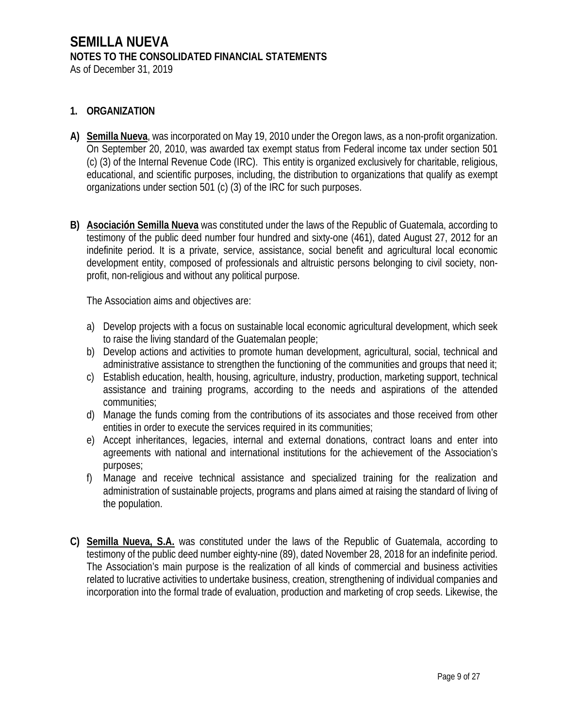# SEMILLA NUEVA

## NOTES TO THE CONSOLIDATED FINANCIAL STATEMENTS

As of December 31, 2019

### 1. ORGANIZATION

**A) Semilla Nueva**, was incorporated on May 19, 2010 under the Oregon laws, as a non-profit organization. On September 20, 2010, was awarded tax exempt status from Federal income tax under section 501 (c) (3) of the Internal Revenue Code (IRC). This entity is organized exclusively for charitable, religious, educational, and scientific purposes, including, the distribution to organizations that qualify as exempt organizations under section 501 (c) (3) of the IRC for such purposes.

**B) Asociación Semilla Nueva** was constituted under the laws of the Republic of Guatemala, according to testimony of the public deed number four hundred and sixty-one (461), dated August 27, 2012 for an indefinite period. It is a private, service, assistance, social benefit and agricultural local economic development entity, composed of professionals and altruistic persons belonging to civil society, non-profit, non-religious and without any political purpose.

The Association aims and objectives are:

a) Develop projects with a focus on sustainable local economic agricultural development, which seek to raise the living standard of the Guatemalan people;
b) Develop actions and activities to promote human development, agricultural, social, technical and administrative assistance to strengthen the functioning of the communities and groups that need it;
c) Establish education, health, housing, agriculture, industry, production, marketing support, technical assistance and training programs, according to the needs and aspirations of the attended communities;
d) Manage the funds coming from the contributions of its associates and those received from other entities in order to execute the services required in its communities;
e) Accept inheritances, legacies, internal and external donations, contract loans and enter into agreements with national and international institutions for the achievement of the Association's purposes;
f) Manage and receive technical assistance and specialized training for the realization and administration of sustainable projects, programs and plans aimed at raising the standard of living of the population.

**C) Semilla Nueva, S.A.** was constituted under the laws of the Republic of Guatemala, according to testimony of the public deed number eighty-nine (89), dated November 28, 2018 for an indefinite period. The Association's main purpose is the realization of all kinds of commercial and business activities related to lucrative activities to undertake business, creation, strengthening of individual companies and incorporation into the formal trade of evaluation, production and marketing of crop seeds. Likewise, the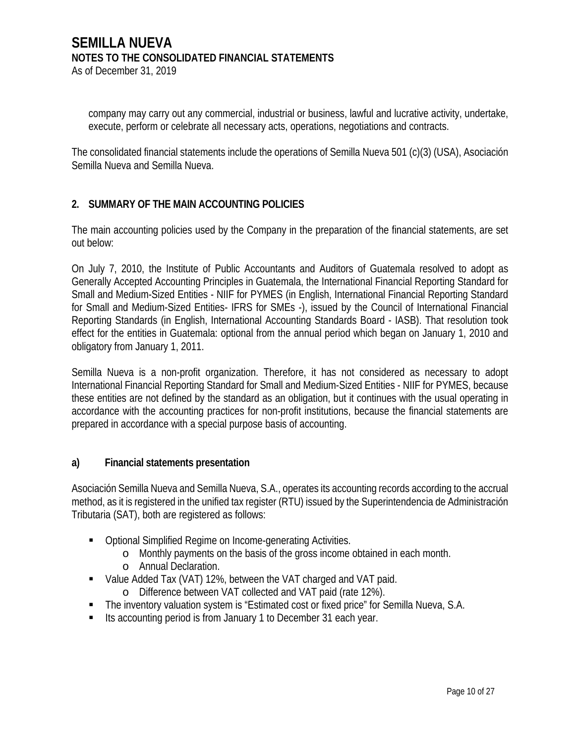company may carry out any commercial, industrial or business, lawful and lucrative activity, undertake, execute, perform or celebrate all necessary acts, operations, negotiations and contracts.

The consolidated financial statements include the operations of Semilla Nueva 501 (c)(3) (USA), Asociación Semilla Nueva and Semilla Nueva.

## 2. SUMMARY OF THE MAIN ACCOUNTING POLICIES

The main accounting policies used by the Company in the preparation of the financial statements, are set out below:

On July 7, 2010, the Institute of Public Accountants and Auditors of Guatemala resolved to adopt as Generally Accepted Accounting Principles in Guatemala, the International Financial Reporting Standard for Small and Medium-Sized Entities - NIIF for PYMES (in English, International Financial Reporting Standard for Small and Medium-Sized Entities- IFRS for SMEs -), issued by the Council of International Financial Reporting Standards (in English, International Accounting Standards Board - IASB). That resolution took effect for the entities in Guatemala: optional from the annual period which began on January 1, 2010 and obligatory from January 1, 2011.

Semilla Nueva is a non-profit organization. Therefore, it has not considered as necessary to adopt International Financial Reporting Standard for Small and Medium-Sized Entities - NIIF for PYMES, because these entities are not defined by the standard as an obligation, but it continues with the usual operating in accordance with the accounting practices for non-profit institutions, because the financial statements are prepared in accordance with a special purpose basis of accounting.

### a) Financial statements presentation

Asociación Semilla Nueva and Semilla Nueva, S.A., operates its accounting records according to the accrual method, as it is registered in the unified tax register (RTU) issued by the Superintendencia de Administración Tributaria (SAT), both are registered as follows:

- Optional Simplified Regime on Income-generating Activities.
  - Monthly payments on the basis of the gross income obtained in each month.
  - Annual Declaration.
- Value Added Tax (VAT) 12%, between the VAT charged and VAT paid.
  - Difference between VAT collected and VAT paid (rate 12%).
- The inventory valuation system is "Estimated cost or fixed price" for Semilla Nueva, S.A.
- Its accounting period is from January 1 to December 31 each year.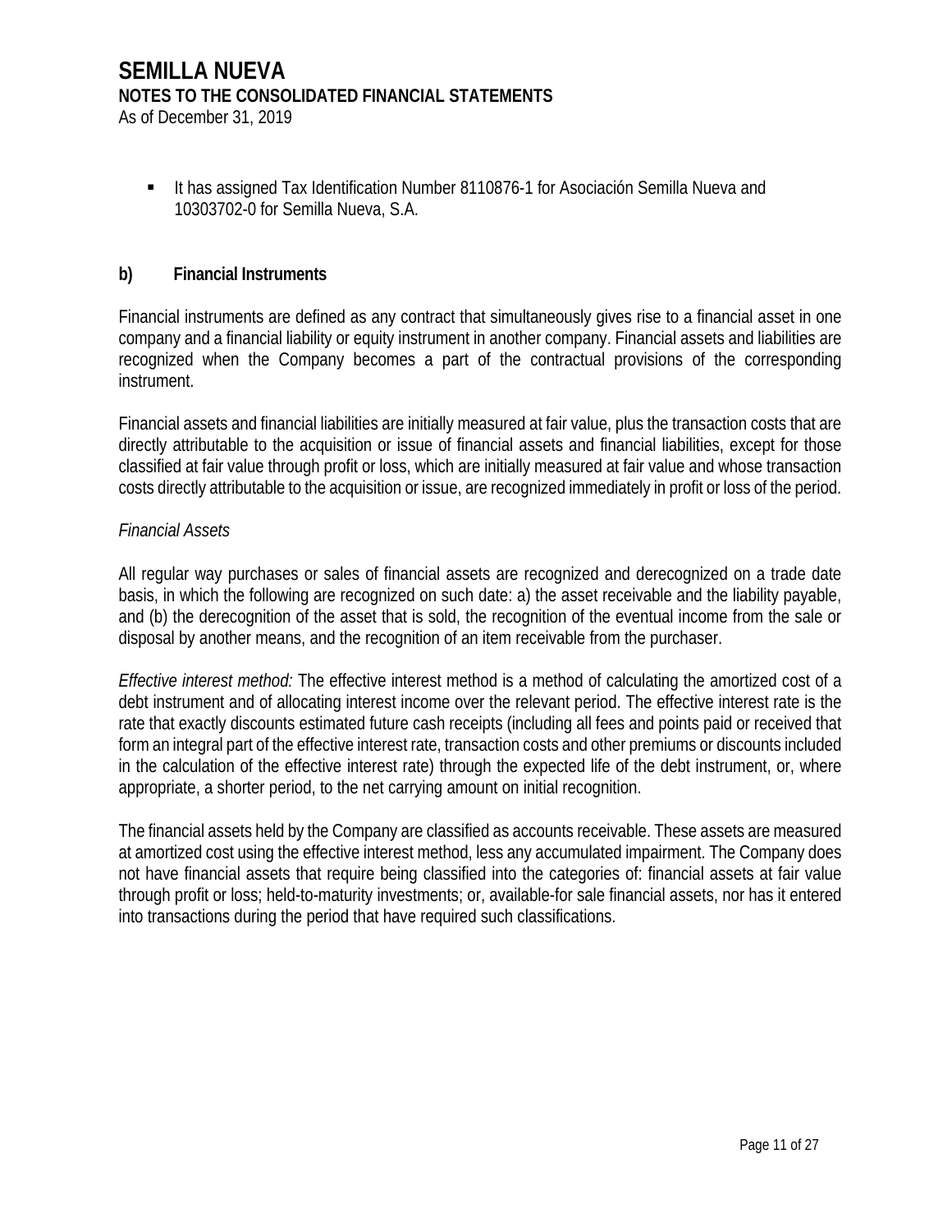- It has assigned Tax Identification Number 8110876-1 for Asociación Semilla Nueva and 10303702-0 for Semilla Nueva, S.A.

## b) Financial Instruments

Financial instruments are defined as any contract that simultaneously gives rise to a financial asset in one company and a financial liability or equity instrument in another company. Financial assets and liabilities are recognized when the Company becomes a part of the contractual provisions of the corresponding instrument.

Financial assets and financial liabilities are initially measured at fair value, plus the transaction costs that are directly attributable to the acquisition or issue of financial assets and financial liabilities, except for those classified at fair value through profit or loss, which are initially measured at fair value and whose transaction costs directly attributable to the acquisition or issue, are recognized immediately in profit or loss of the period.

*Financial Assets*

All regular way purchases or sales of financial assets are recognized and derecognized on a trade date basis, in which the following are recognized on such date: a) the asset receivable and the liability payable, and (b) the derecognition of the asset that is sold, the recognition of the eventual income from the sale or disposal by another means, and the recognition of an item receivable from the purchaser.

*Effective interest method:* The effective interest method is a method of calculating the amortized cost of a debt instrument and of allocating interest income over the relevant period. The effective interest rate is the rate that exactly discounts estimated future cash receipts (including all fees and points paid or received that form an integral part of the effective interest rate, transaction costs and other premiums or discounts included in the calculation of the effective interest rate) through the expected life of the debt instrument, or, where appropriate, a shorter period, to the net carrying amount on initial recognition.

The financial assets held by the Company are classified as accounts receivable. These assets are measured at amortized cost using the effective interest method, less any accumulated impairment. The Company does not have financial assets that require being classified into the categories of: financial assets at fair value through profit or loss; held-to-maturity investments; or, available-for sale financial assets, nor has it entered into transactions during the period that have required such classifications.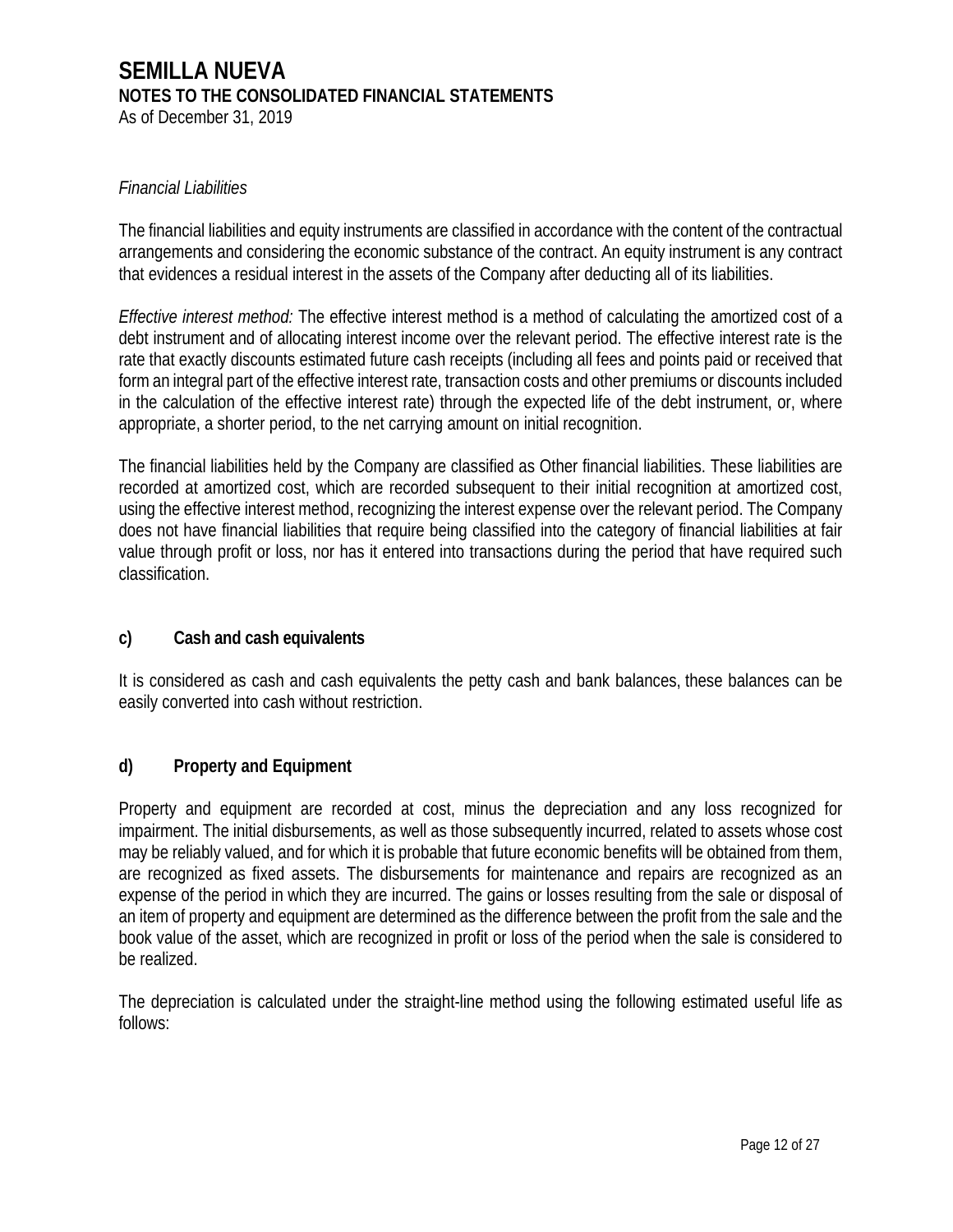*Financial Liabilities*

The financial liabilities and equity instruments are classified in accordance with the content of the contractual arrangements and considering the economic substance of the contract. An equity instrument is any contract that evidences a residual interest in the assets of the Company after deducting all of its liabilities.

*Effective interest method:* The effective interest method is a method of calculating the amortized cost of a debt instrument and of allocating interest income over the relevant period. The effective interest rate is the rate that exactly discounts estimated future cash receipts (including all fees and points paid or received that form an integral part of the effective interest rate, transaction costs and other premiums or discounts included in the calculation of the effective interest rate) through the expected life of the debt instrument, or, where appropriate, a shorter period, to the net carrying amount on initial recognition.

The financial liabilities held by the Company are classified as Other financial liabilities. These liabilities are recorded at amortized cost, which are recorded subsequent to their initial recognition at amortized cost, using the effective interest method, recognizing the interest expense over the relevant period. The Company does not have financial liabilities that require being classified into the category of financial liabilities at fair value through profit or loss, nor has it entered into transactions during the period that have required such classification.

### c) Cash and cash equivalents

It is considered as cash and cash equivalents the petty cash and bank balances, these balances can be easily converted into cash without restriction.

### d) Property and Equipment

Property and equipment are recorded at cost, minus the depreciation and any loss recognized for impairment. The initial disbursements, as well as those subsequently incurred, related to assets whose cost may be reliably valued, and for which it is probable that future economic benefits will be obtained from them, are recognized as fixed assets. The disbursements for maintenance and repairs are recognized as an expense of the period in which they are incurred. The gains or losses resulting from the sale or disposal of an item of property and equipment are determined as the difference between the profit from the sale and the book value of the asset, which are recognized in profit or loss of the period when the sale is considered to be realized.

The depreciation is calculated under the straight-line method using the following estimated useful life as follows: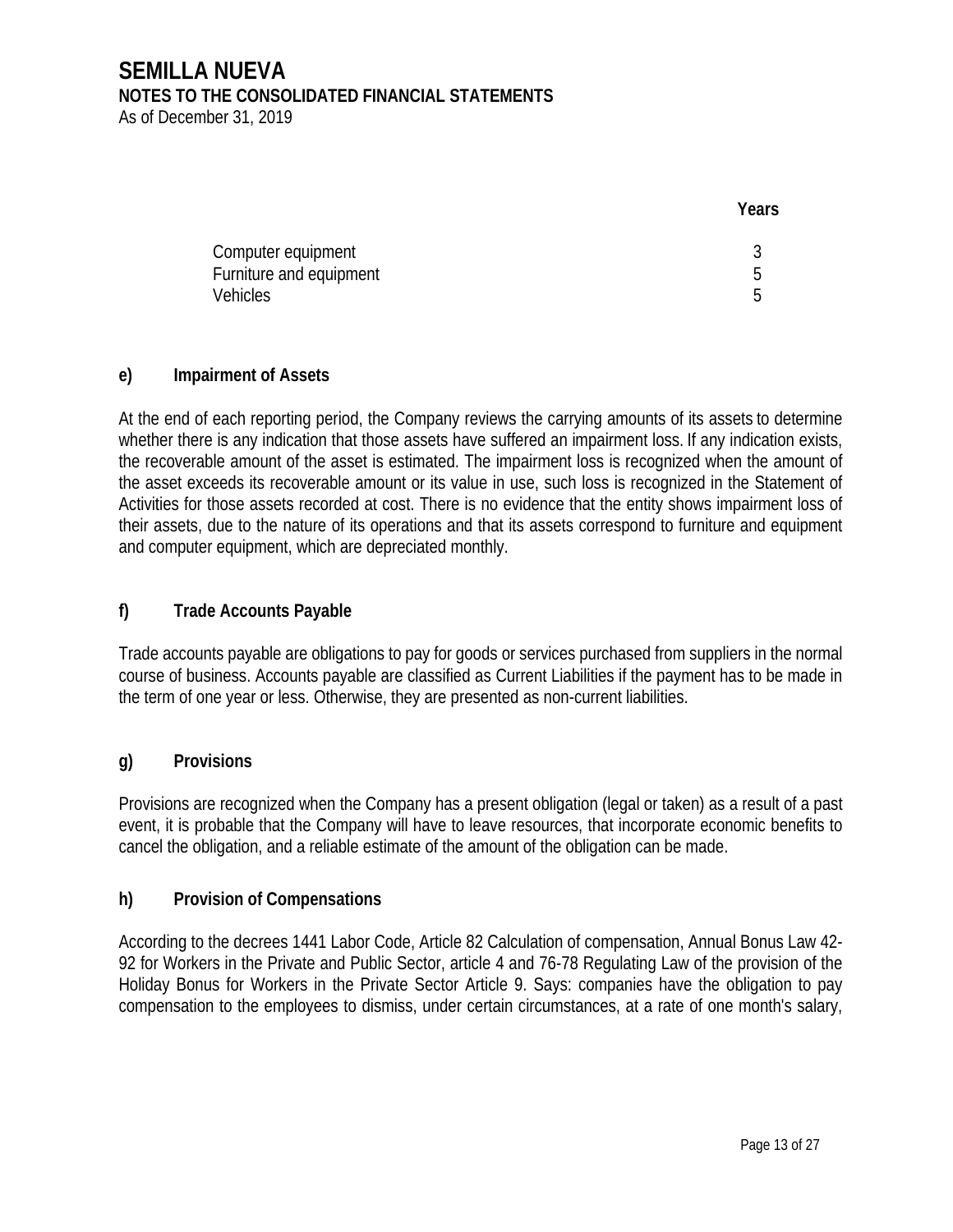| | Years |
|---|---|
| Computer equipment | 3 |
| Furniture and equipment | 5 |
| Vehicles | 5 |

### e) Impairment of Assets

At the end of each reporting period, the Company reviews the carrying amounts of its assets to determine whether there is any indication that those assets have suffered an impairment loss. If any indication exists, the recoverable amount of the asset is estimated. The impairment loss is recognized when the amount of the asset exceeds its recoverable amount or its value in use, such loss is recognized in the Statement of Activities for those assets recorded at cost. There is no evidence that the entity shows impairment loss of their assets, due to the nature of its operations and that its assets correspond to furniture and equipment and computer equipment, which are depreciated monthly.

### f) Trade Accounts Payable

Trade accounts payable are obligations to pay for goods or services purchased from suppliers in the normal course of business. Accounts payable are classified as Current Liabilities if the payment has to be made in the term of one year or less. Otherwise, they are presented as non-current liabilities.

### g) Provisions

Provisions are recognized when the Company has a present obligation (legal or taken) as a result of a past event, it is probable that the Company will have to leave resources, that incorporate economic benefits to cancel the obligation, and a reliable estimate of the amount of the obligation can be made.

### h) Provision of Compensations

According to the decrees 1441 Labor Code, Article 82 Calculation of compensation, Annual Bonus Law 42-92 for Workers in the Private and Public Sector, article 4 and 76-78 Regulating Law of the provision of the Holiday Bonus for Workers in the Private Sector Article 9. Says: companies have the obligation to pay compensation to the employees to dismiss, under certain circumstances, at a rate of one month's salary,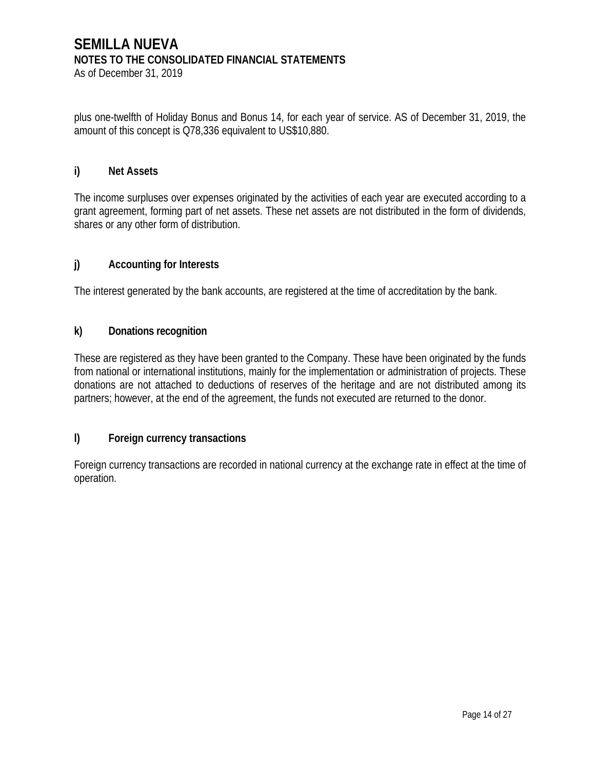plus one-twelfth of Holiday Bonus and Bonus 14, for each year of service. AS of December 31, 2019, the amount of this concept is Q78,336 equivalent to US$10,880.

### i) Net Assets

The income surpluses over expenses originated by the activities of each year are executed according to a grant agreement, forming part of net assets. These net assets are not distributed in the form of dividends, shares or any other form of distribution.

### j) Accounting for Interests

The interest generated by the bank accounts, are registered at the time of accreditation by the bank.

### k) Donations recognition

These are registered as they have been granted to the Company. These have been originated by the funds from national or international institutions, mainly for the implementation or administration of projects. These donations are not attached to deductions of reserves of the heritage and are not distributed among its partners; however, at the end of the agreement, the funds not executed are returned to the donor.

### l) Foreign currency transactions

Foreign currency transactions are recorded in national currency at the exchange rate in effect at the time of operation.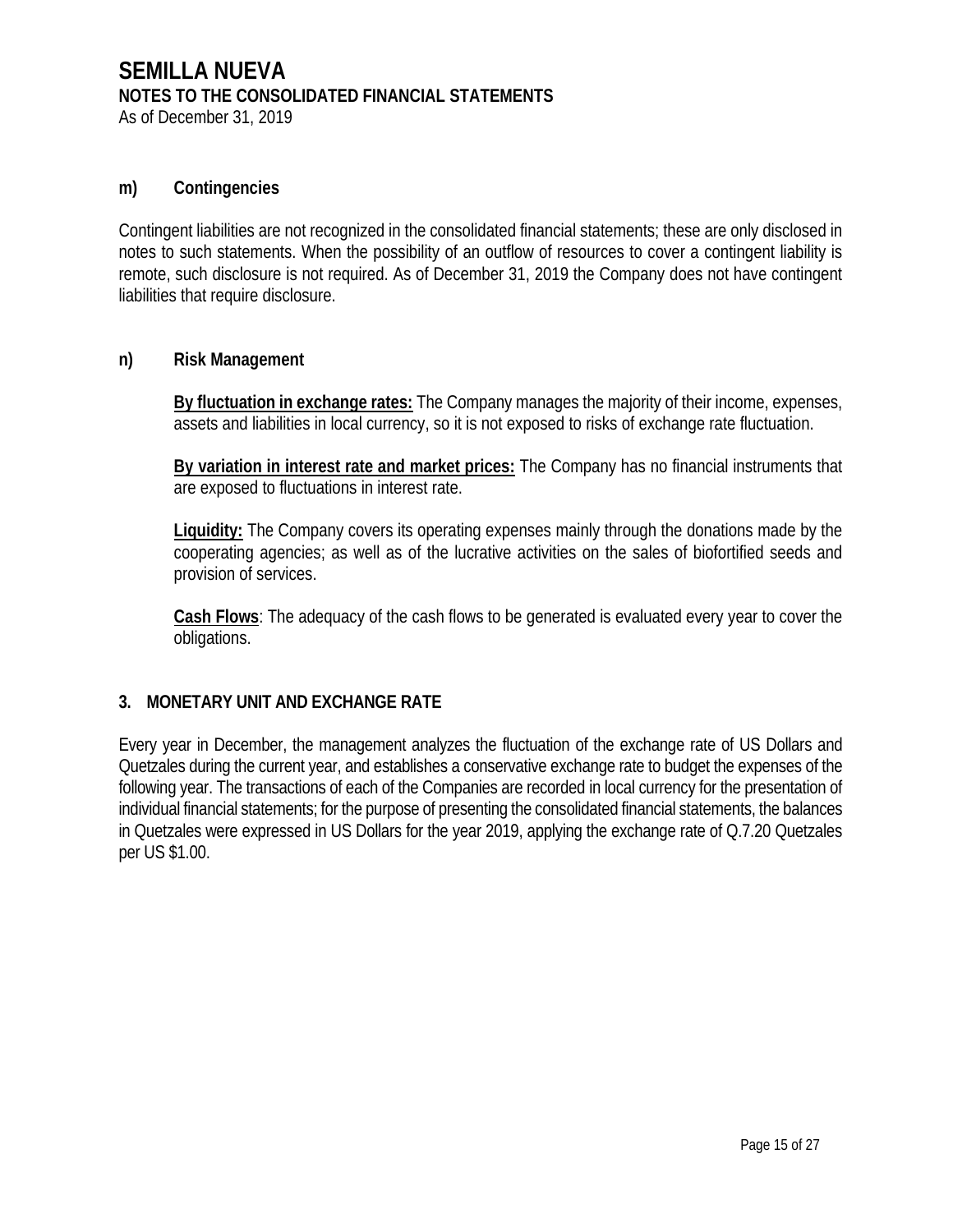**m) Contingencies**

Contingent liabilities are not recognized in the consolidated financial statements; these are only disclosed in notes to such statements. When the possibility of an outflow of resources to cover a contingent liability is remote, such disclosure is not required. As of December 31, 2019 the Company does not have contingent liabilities that require disclosure.

**n) Risk Management**

**By fluctuation in exchange rates:** The Company manages the majority of their income, expenses, assets and liabilities in local currency, so it is not exposed to risks of exchange rate fluctuation.

**By variation in interest rate and market prices:** The Company has no financial instruments that are exposed to fluctuations in interest rate.

**Liquidity:** The Company covers its operating expenses mainly through the donations made by the cooperating agencies; as well as of the lucrative activities on the sales of biofortified seeds and provision of services.

**Cash Flows**: The adequacy of the cash flows to be generated is evaluated every year to cover the obligations.

## 3. MONETARY UNIT AND EXCHANGE RATE

Every year in December, the management analyzes the fluctuation of the exchange rate of US Dollars and Quetzales during the current year, and establishes a conservative exchange rate to budget the expenses of the following year. The transactions of each of the Companies are recorded in local currency for the presentation of individual financial statements; for the purpose of presenting the consolidated financial statements, the balances in Quetzales were expressed in US Dollars for the year 2019, applying the exchange rate of Q.7.20 Quetzales per US $1.00.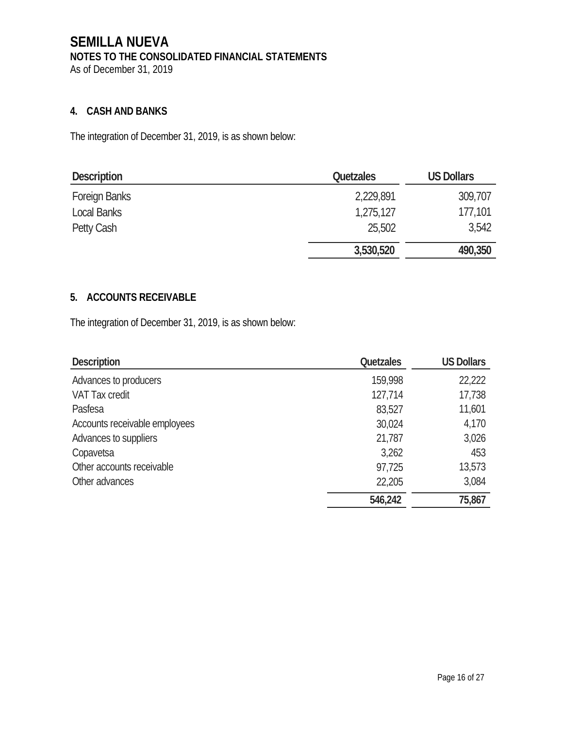# SEMILLA NUEVA

## NOTES TO THE CONSOLIDATED FINANCIAL STATEMENTS

As of December 31, 2019

### 4. CASH AND BANKS

The integration of December 31, 2019, is as shown below:

| Description | Quetzales | US Dollars |
|---|---|---|
| Foreign Banks | 2,229,891 | 309,707 |
| Local Banks | 1,275,127 | 177,101 |
| Petty Cash | 25,502 | 3,542 |
| | **3,530,520** | **490,350** |

### 5. ACCOUNTS RECEIVABLE

The integration of December 31, 2019, is as shown below:

| Description | Quetzales | US Dollars |
|---|---|---|
| Advances to producers | 159,998 | 22,222 |
| VAT Tax credit | 127,714 | 17,738 |
| Pasfesa | 83,527 | 11,601 |
| Accounts receivable employees | 30,024 | 4,170 |
| Advances to suppliers | 21,787 | 3,026 |
| Copavetsa | 3,262 | 453 |
| Other accounts receivable | 97,725 | 13,573 |
| Other advances | 22,205 | 3,084 |
| | **546,242** | **75,867** |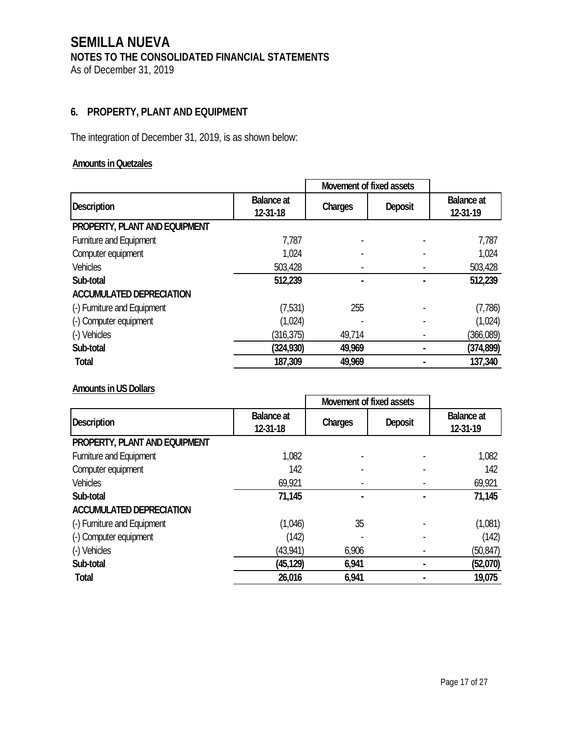# SEMILLA NUEVA

## NOTES TO THE CONSOLIDATED FINANCIAL STATEMENTS

As of December 31, 2019

### 6. PROPERTY, PLANT AND EQUIPMENT

The integration of December 31, 2019, is as shown below:

**Amounts in Quetzales**

| Description | Balance at 12-31-18 | Movement of fixed assets | | Balance at 12-31-19 |
|---|---|---|---|---|
| | | Charges | Deposit | |
| **PROPERTY, PLANT AND EQUIPMENT** | | | | |
| Furniture and Equipment | 7,787 | - | - | 7,787 |
| Computer equipment | 1,024 | - | - | 1,024 |
| Vehicles | 503,428 | - | - | 503,428 |
| **Sub-total** | **512,239** | **-** | **-** | **512,239** |
| **ACCUMULATED DEPRECIATION** | | | | |
| (-) Furniture and Equipment | (7,531) | 255 | - | (7,786) |
| (-) Computer equipment | (1,024) | - | - | (1,024) |
| (-) Vehicles | (316,375) | 49,714 | - | (366,089) |
| **Sub-total** | **(324,930)** | **49,969** | **-** | **(374,899)** |
| **Total** | **187,309** | **49,969** | **-** | **137,340** |

**Amounts in US Dollars**

| Description | Balance at 12-31-18 | Movement of fixed assets | | Balance at 12-31-19 |
|---|---|---|---|---|
| | | Charges | Deposit | |
| **PROPERTY, PLANT AND EQUIPMENT** | | | | |
| Furniture and Equipment | 1,082 | - | - | 1,082 |
| Computer equipment | 142 | - | - | 142 |
| Vehicles | 69,921 | - | - | 69,921 |
| **Sub-total** | **71,145** | **-** | **-** | **71,145** |
| **ACCUMULATED DEPRECIATION** | | | | |
| (-) Furniture and Equipment | (1,046) | 35 | - | (1,081) |
| (-) Computer equipment | (142) | - | - | (142) |
| (-) Vehicles | (43,941) | 6,906 | - | (50,847) |
| **Sub-total** | **(45,129)** | **6,941** | **-** | **(52,070)** |
| **Total** | **26,016** | **6,941** | **-** | **19,075** |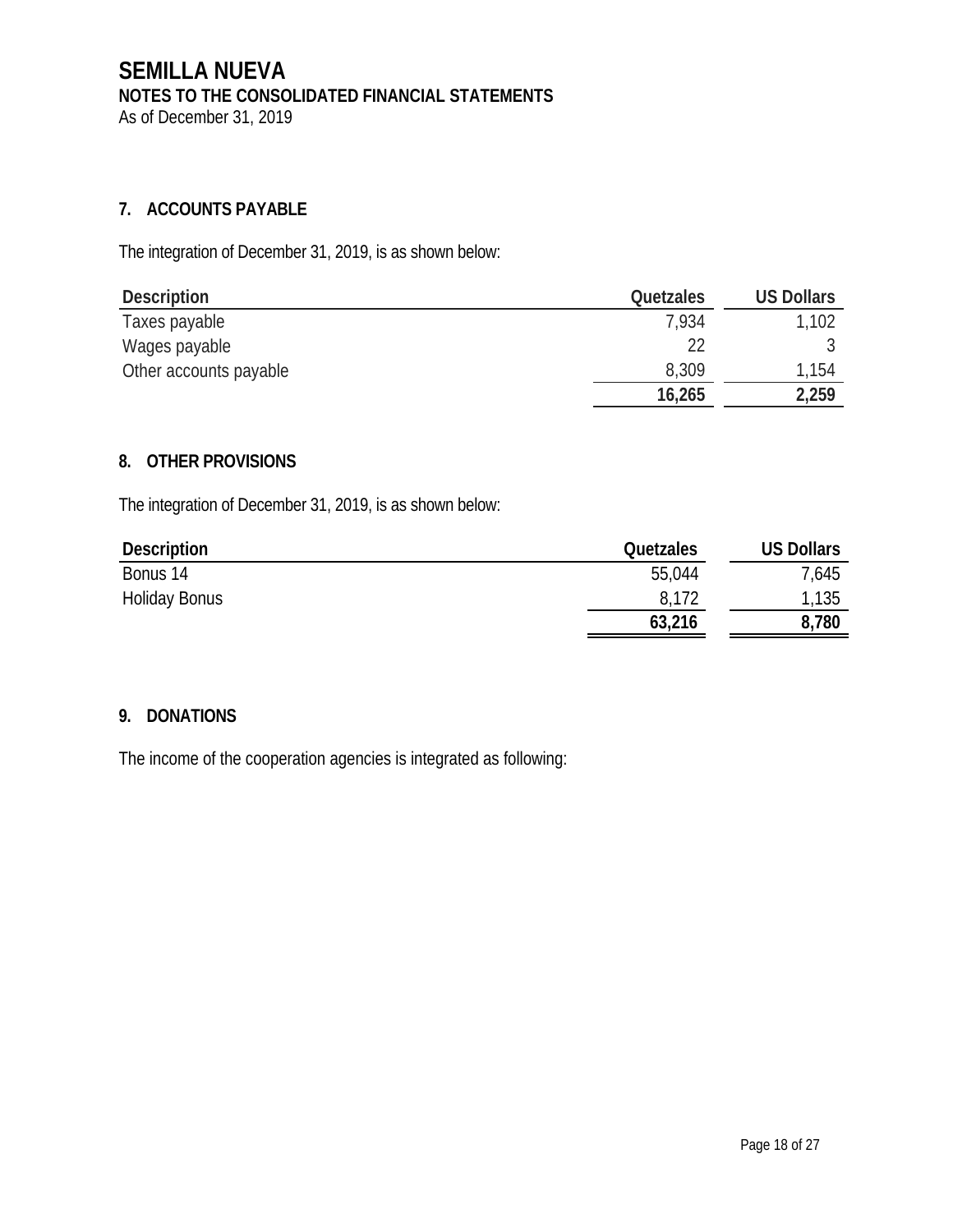# SEMILLA NUEVA

**NOTES TO THE CONSOLIDATED FINANCIAL STATEMENTS**

As of December 31, 2019

## 7. ACCOUNTS PAYABLE

The integration of December 31, 2019, is as shown below:

| Description | Quetzales | US Dollars |
|---|---:|---:|
| Taxes payable | 7,934 | 1,102 |
| Wages payable | 22 | 3 |
| Other accounts payable | 8,309 | 1,154 |
| | **16,265** | **2,259** |

## 8. OTHER PROVISIONS

The integration of December 31, 2019, is as shown below:

| Description | Quetzales | US Dollars |
|---|---:|---:|
| Bonus 14 | 55,044 | 7,645 |
| Holiday Bonus | 8,172 | 1,135 |
| | **63,216** | **8,780** |

## 9. DONATIONS

The income of the cooperation agencies is integrated as following: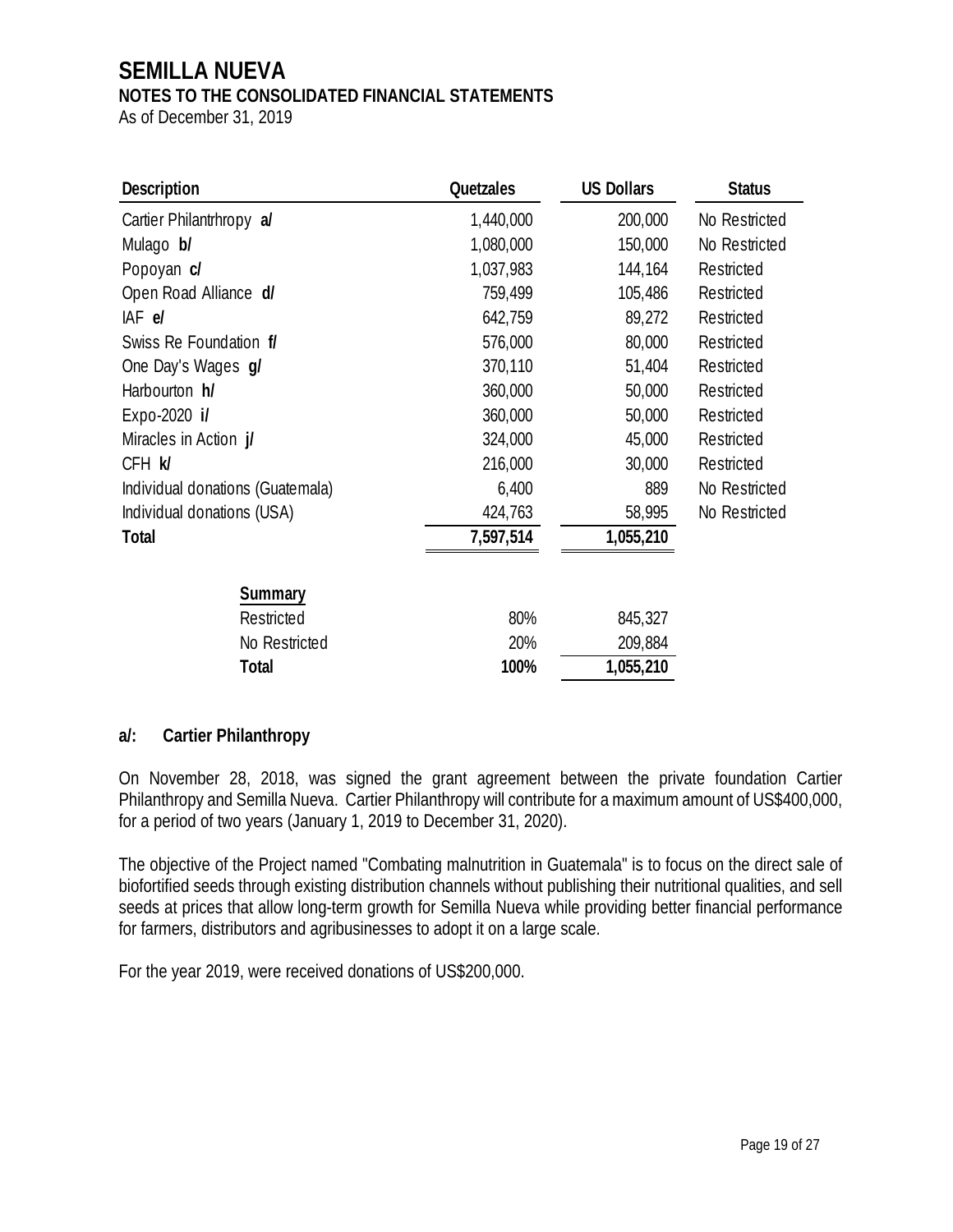# SEMILLA NUEVA

## NOTES TO THE CONSOLIDATED FINANCIAL STATEMENTS

As of December 31, 2019

| Description | Quetzales | US Dollars | Status |
|---|---|---|---|
| Cartier Philantrhropy **a/** | 1,440,000 | 200,000 | No Restricted |
| Mulago **b/** | 1,080,000 | 150,000 | No Restricted |
| Popoyan **c/** | 1,037,983 | 144,164 | Restricted |
| Open Road Alliance **d/** | 759,499 | 105,486 | Restricted |
| IAF **e/** | 642,759 | 89,272 | Restricted |
| Swiss Re Foundation **f/** | 576,000 | 80,000 | Restricted |
| One Day's Wages **g/** | 370,110 | 51,404 | Restricted |
| Harbourton **h/** | 360,000 | 50,000 | Restricted |
| Expo-2020 **i/** | 360,000 | 50,000 | Restricted |
| Miracles in Action **j/** | 324,000 | 45,000 | Restricted |
| CFH **k/** | 216,000 | 30,000 | Restricted |
| Individual donations (Guatemala) | 6,400 | 889 | No Restricted |
| Individual donations (USA) | 424,763 | 58,995 | No Restricted |
| **Total** | **7,597,514** | **1,055,210** | |

| Summary | | |
|---|---|---|
| Restricted | 80% | 845,327 |
| No Restricted | 20% | 209,884 |
| **Total** | **100%** | **1,055,210** |

### a/: Cartier Philanthropy

On November 28, 2018, was signed the grant agreement between the private foundation Cartier Philanthropy and Semilla Nueva. Cartier Philanthropy will contribute for a maximum amount of US$400,000, for a period of two years (January 1, 2019 to December 31, 2020).

The objective of the Project named "Combating malnutrition in Guatemala" is to focus on the direct sale of biofortified seeds through existing distribution channels without publishing their nutritional qualities, and sell seeds at prices that allow long-term growth for Semilla Nueva while providing better financial performance for farmers, distributors and agribusinesses to adopt it on a large scale.

For the year 2019, were received donations of US$200,000.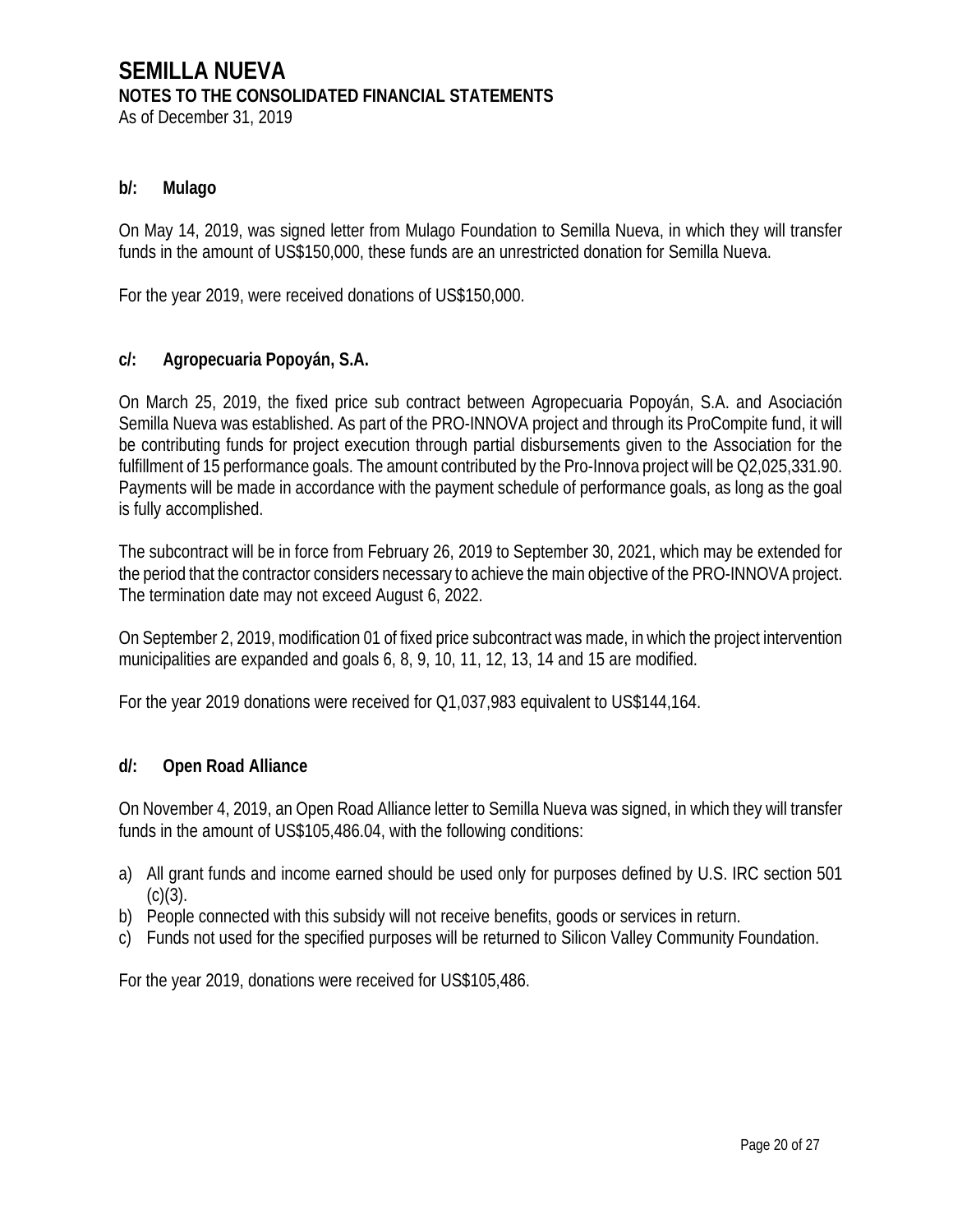**b/: Mulago**

On May 14, 2019, was signed letter from Mulago Foundation to Semilla Nueva, in which they will transfer funds in the amount of US$150,000, these funds are an unrestricted donation for Semilla Nueva.

For the year 2019, were received donations of US$150,000.

**c/: Agropecuaria Popoyán, S.A.**

On March 25, 2019, the fixed price sub contract between Agropecuaria Popoyán, S.A. and Asociación Semilla Nueva was established. As part of the PRO-INNOVA project and through its ProCompite fund, it will be contributing funds for project execution through partial disbursements given to the Association for the fulfillment of 15 performance goals. The amount contributed by the Pro-Innova project will be Q2,025,331.90. Payments will be made in accordance with the payment schedule of performance goals, as long as the goal is fully accomplished.

The subcontract will be in force from February 26, 2019 to September 30, 2021, which may be extended for the period that the contractor considers necessary to achieve the main objective of the PRO-INNOVA project. The termination date may not exceed August 6, 2022.

On September 2, 2019, modification 01 of fixed price subcontract was made, in which the project intervention municipalities are expanded and goals 6, 8, 9, 10, 11, 12, 13, 14 and 15 are modified.

For the year 2019 donations were received for Q1,037,983 equivalent to US$144,164.

**d/: Open Road Alliance**

On November 4, 2019, an Open Road Alliance letter to Semilla Nueva was signed, in which they will transfer funds in the amount of US$105,486.04, with the following conditions:

a) All grant funds and income earned should be used only for purposes defined by U.S. IRC section 501 (c)(3).
b) People connected with this subsidy will not receive benefits, goods or services in return.
c) Funds not used for the specified purposes will be returned to Silicon Valley Community Foundation.

For the year 2019, donations were received for US$105,486.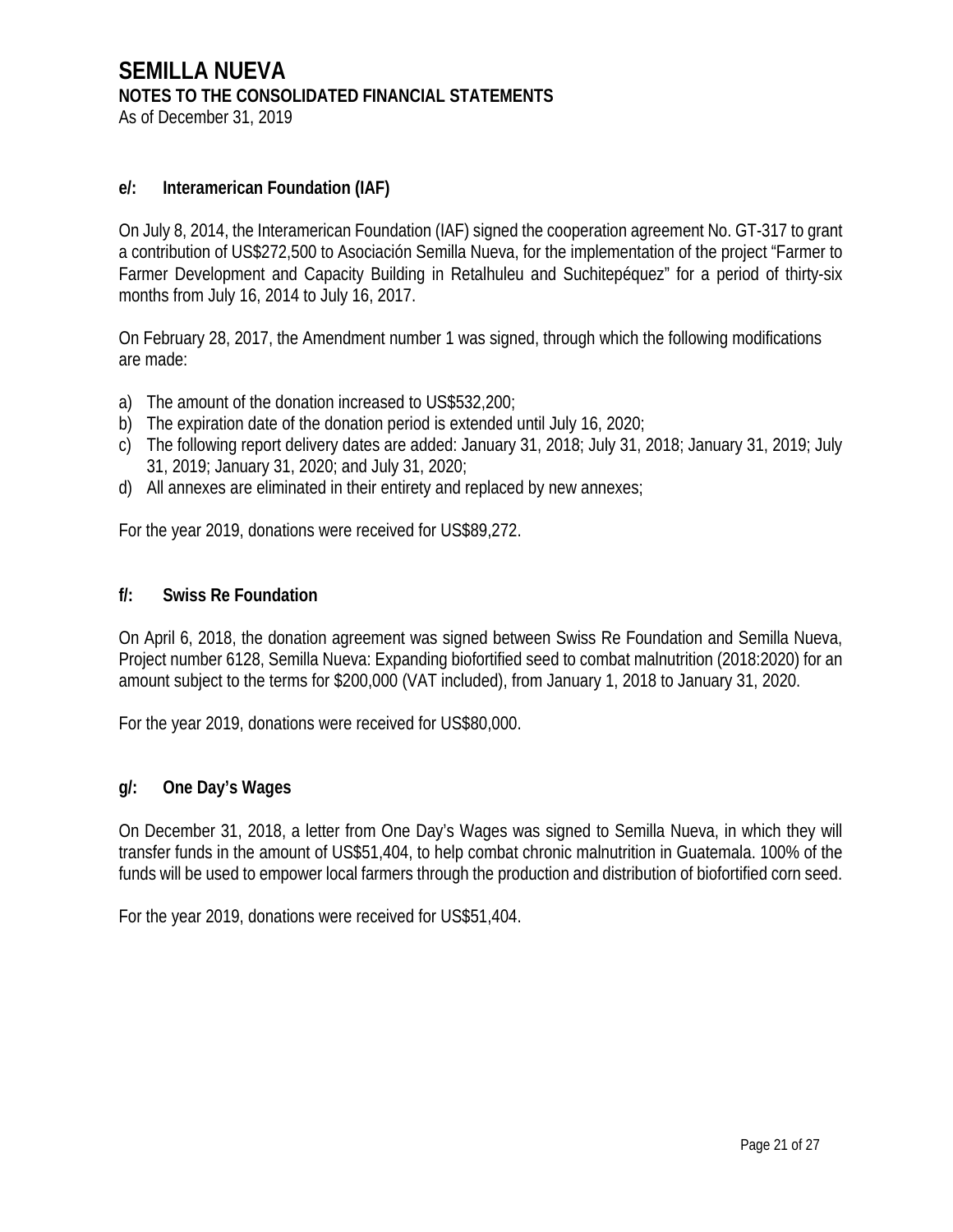## e/: Interamerican Foundation (IAF)

On July 8, 2014, the Interamerican Foundation (IAF) signed the cooperation agreement No. GT-317 to grant a contribution of US$272,500 to Asociación Semilla Nueva, for the implementation of the project "Farmer to Farmer Development and Capacity Building in Retalhuleu and Suchitepéquez" for a period of thirty-six months from July 16, 2014 to July 16, 2017.

On February 28, 2017, the Amendment number 1 was signed, through which the following modifications are made:

a) The amount of the donation increased to US$532,200;
b) The expiration date of the donation period is extended until July 16, 2020;
c) The following report delivery dates are added: January 31, 2018; July 31, 2018; January 31, 2019; July 31, 2019; January 31, 2020; and July 31, 2020;
d) All annexes are eliminated in their entirety and replaced by new annexes;

For the year 2019, donations were received for US$89,272.

## f/: Swiss Re Foundation

On April 6, 2018, the donation agreement was signed between Swiss Re Foundation and Semilla Nueva, Project number 6128, Semilla Nueva: Expanding biofortified seed to combat malnutrition (2018:2020) for an amount subject to the terms for $200,000 (VAT included), from January 1, 2018 to January 31, 2020.

For the year 2019, donations were received for US$80,000.

## g/: One Day's Wages

On December 31, 2018, a letter from One Day's Wages was signed to Semilla Nueva, in which they will transfer funds in the amount of US$51,404, to help combat chronic malnutrition in Guatemala. 100% of the funds will be used to empower local farmers through the production and distribution of biofortified corn seed.

For the year 2019, donations were received for US$51,404.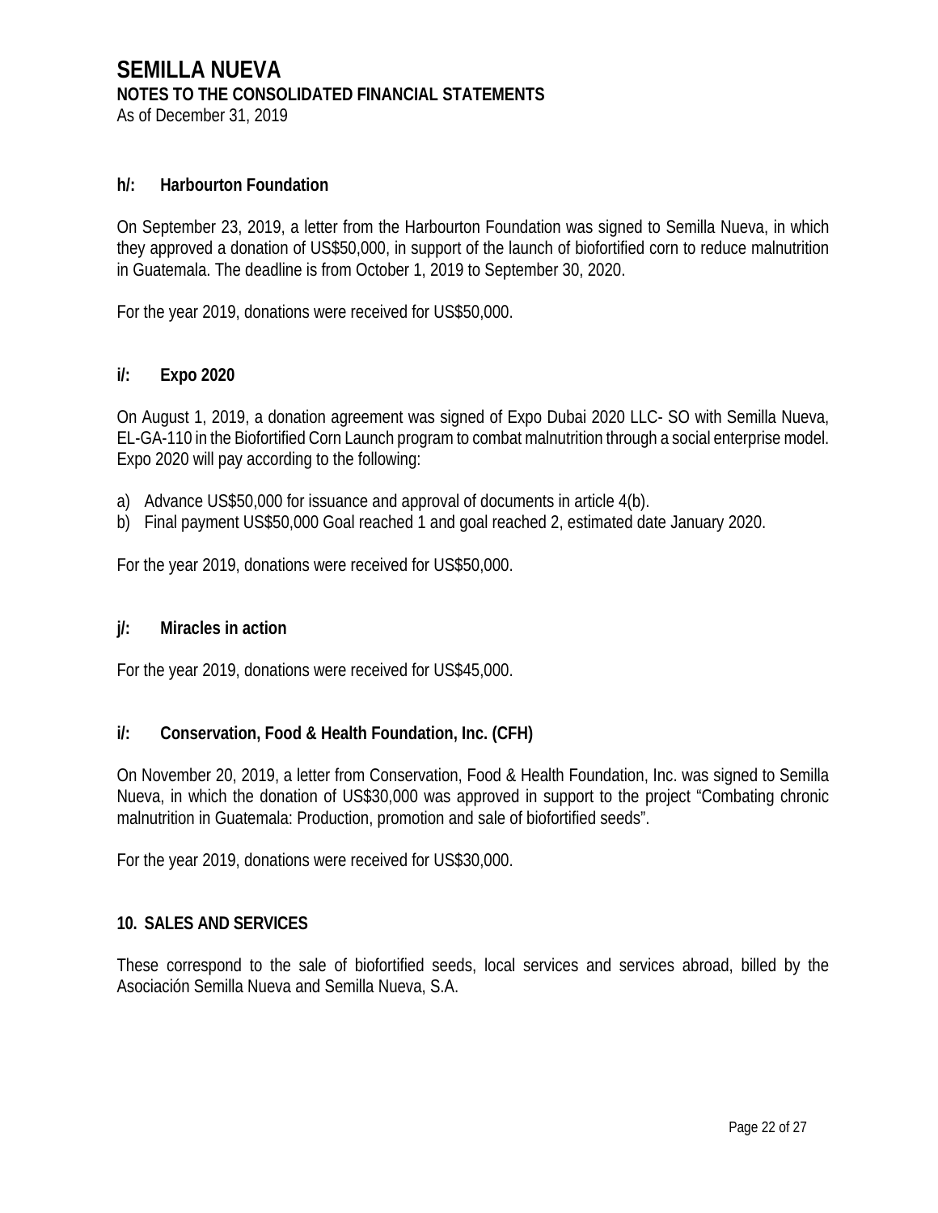## h/: Harbourton Foundation

On September 23, 2019, a letter from the Harbourton Foundation was signed to Semilla Nueva, in which they approved a donation of US$50,000, in support of the launch of biofortified corn to reduce malnutrition in Guatemala. The deadline is from October 1, 2019 to September 30, 2020.

For the year 2019, donations were received for US$50,000.

## i/: Expo 2020

On August 1, 2019, a donation agreement was signed of Expo Dubai 2020 LLC- SO with Semilla Nueva, EL-GA-110 in the Biofortified Corn Launch program to combat malnutrition through a social enterprise model. Expo 2020 will pay according to the following:

a) Advance US$50,000 for issuance and approval of documents in article 4(b).
b) Final payment US$50,000 Goal reached 1 and goal reached 2, estimated date January 2020.

For the year 2019, donations were received for US$50,000.

## j/: Miracles in action

For the year 2019, donations were received for US$45,000.

## i/: Conservation, Food & Health Foundation, Inc. (CFH)

On November 20, 2019, a letter from Conservation, Food & Health Foundation, Inc. was signed to Semilla Nueva, in which the donation of US$30,000 was approved in support to the project “Combating chronic malnutrition in Guatemala: Production, promotion and sale of biofortified seeds”.

For the year 2019, donations were received for US$30,000.

## 10. SALES AND SERVICES

These correspond to the sale of biofortified seeds, local services and services abroad, billed by the Asociación Semilla Nueva and Semilla Nueva, S.A.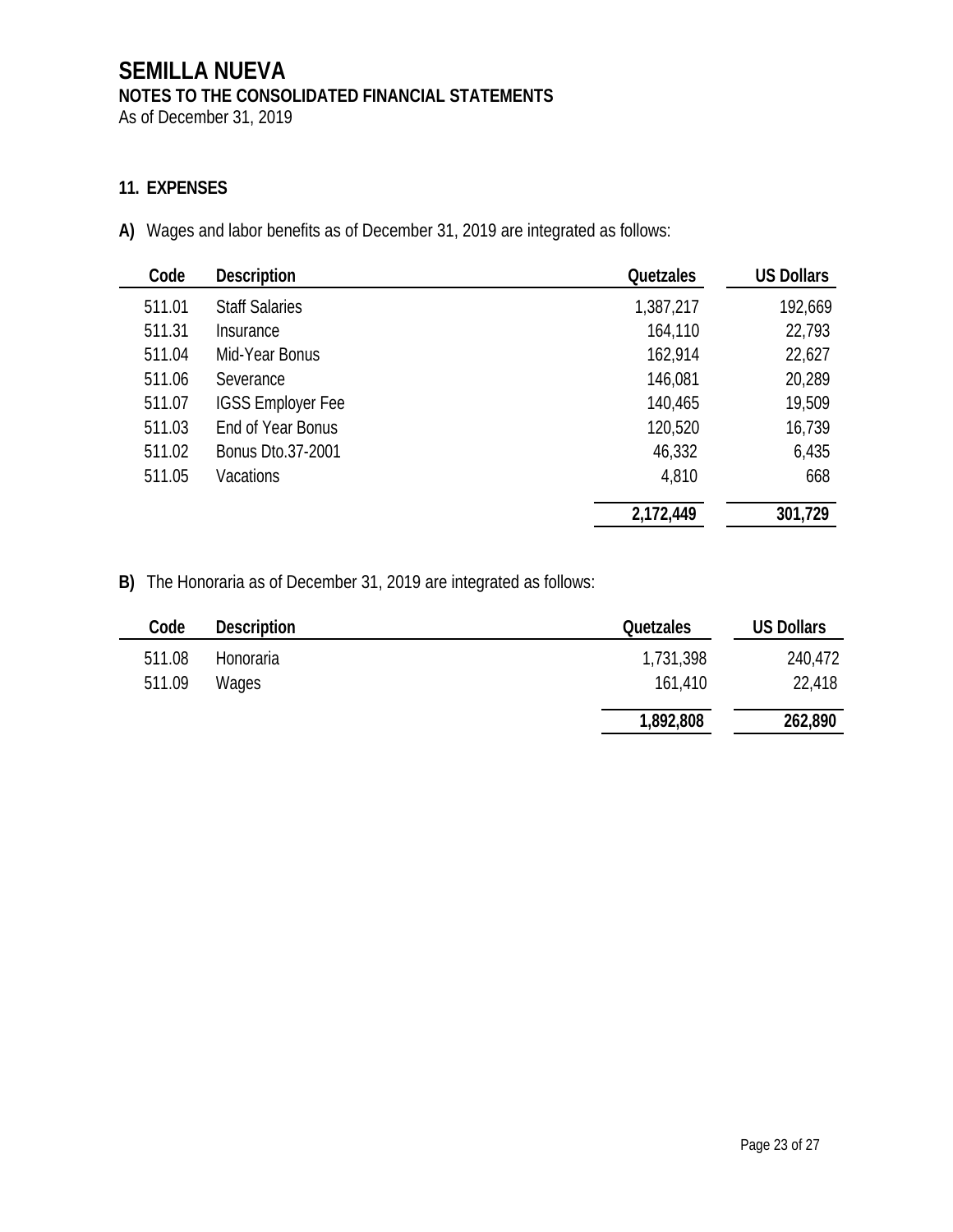# SEMILLA NUEVA

**NOTES TO THE CONSOLIDATED FINANCIAL STATEMENTS**

As of December 31, 2019

## 11. EXPENSES

**A)** Wages and labor benefits as of December 31, 2019 are integrated as follows:

| Code | Description | Quetzales | US Dollars |
|---|---|---|---|
| 511.01 | Staff Salaries | 1,387,217 | 192,669 |
| 511.31 | Insurance | 164,110 | 22,793 |
| 511.04 | Mid-Year Bonus | 162,914 | 22,627 |
| 511.06 | Severance | 146,081 | 20,289 |
| 511.07 | IGSS Employer Fee | 140,465 | 19,509 |
| 511.03 | End of Year Bonus | 120,520 | 16,739 |
| 511.02 | Bonus Dto.37-2001 | 46,332 | 6,435 |
| 511.05 | Vacations | 4,810 | 668 |
| | | **2,172,449** | **301,729** |

**B)** The Honoraria as of December 31, 2019 are integrated as follows:

| Code | Description | Quetzales | US Dollars |
|---|---|---|---|
| 511.08 | Honoraria | 1,731,398 | 240,472 |
| 511.09 | Wages | 161,410 | 22,418 |
| | | **1,892,808** | **262,890** |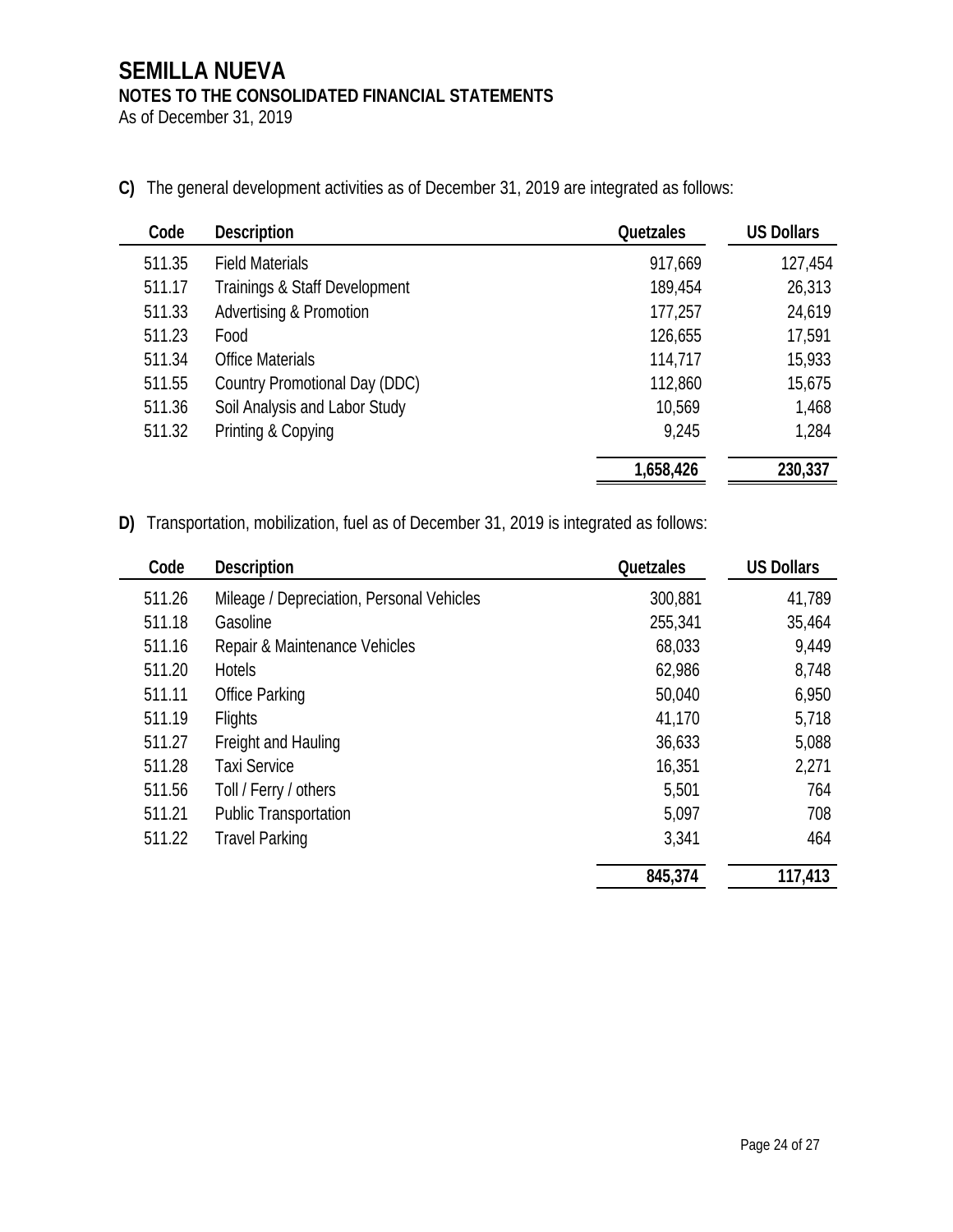# SEMILLA NUEVA

## NOTES TO THE CONSOLIDATED FINANCIAL STATEMENTS

As of December 31, 2019

**C)** The general development activities as of December 31, 2019 are integrated as follows:

| Code | Description | Quetzales | US Dollars |
|---|---|---|---|
| 511.35 | Field Materials | 917,669 | 127,454 |
| 511.17 | Trainings & Staff Development | 189,454 | 26,313 |
| 511.33 | Advertising & Promotion | 177,257 | 24,619 |
| 511.23 | Food | 126,655 | 17,591 |
| 511.34 | Office Materials | 114,717 | 15,933 |
| 511.55 | Country Promotional Day (DDC) | 112,860 | 15,675 |
| 511.36 | Soil Analysis and Labor Study | 10,569 | 1,468 |
| 511.32 | Printing & Copying | 9,245 | 1,284 |
| | | **1,658,426** | **230,337** |

**D)** Transportation, mobilization, fuel as of December 31, 2019 is integrated as follows:

| Code | Description | Quetzales | US Dollars |
|---|---|---|---|
| 511.26 | Mileage / Depreciation, Personal Vehicles | 300,881 | 41,789 |
| 511.18 | Gasoline | 255,341 | 35,464 |
| 511.16 | Repair & Maintenance Vehicles | 68,033 | 9,449 |
| 511.20 | Hotels | 62,986 | 8,748 |
| 511.11 | Office Parking | 50,040 | 6,950 |
| 511.19 | Flights | 41,170 | 5,718 |
| 511.27 | Freight and Hauling | 36,633 | 5,088 |
| 511.28 | Taxi Service | 16,351 | 2,271 |
| 511.56 | Toll / Ferry / others | 5,501 | 764 |
| 511.21 | Public Transportation | 5,097 | 708 |
| 511.22 | Travel Parking | 3,341 | 464 |
| | | **845,374** | **117,413** |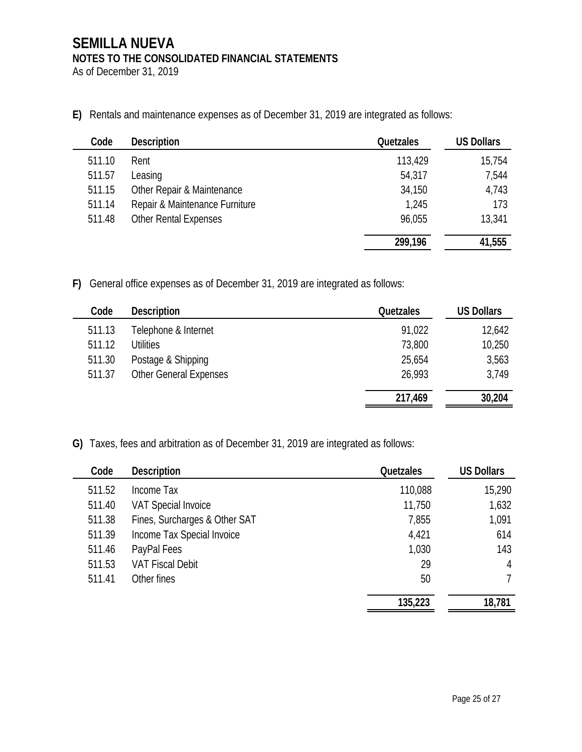# SEMILLA NUEVA

**NOTES TO THE CONSOLIDATED FINANCIAL STATEMENTS**

As of December 31, 2019

**E)** Rentals and maintenance expenses as of December 31, 2019 are integrated as follows:

| Code | Description | Quetzales | US Dollars |
|---|---|---|---|
| 511.10 | Rent | 113,429 | 15,754 |
| 511.57 | Leasing | 54,317 | 7,544 |
| 511.15 | Other Repair & Maintenance | 34,150 | 4,743 |
| 511.14 | Repair & Maintenance Furniture | 1,245 | 173 |
| 511.48 | Other Rental Expenses | 96,055 | 13,341 |
| | | **299,196** | **41,555** |

**F)** General office expenses as of December 31, 2019 are integrated as follows:

| Code | Description | Quetzales | US Dollars |
|---|---|---|---|
| 511.13 | Telephone & Internet | 91,022 | 12,642 |
| 511.12 | Utilities | 73,800 | 10,250 |
| 511.30 | Postage & Shipping | 25,654 | 3,563 |
| 511.37 | Other General Expenses | 26,993 | 3,749 |
| | | **217,469** | **30,204** |

**G)** Taxes, fees and arbitration as of December 31, 2019 are integrated as follows:

| Code | Description | Quetzales | US Dollars |
|---|---|---|---|
| 511.52 | Income Tax | 110,088 | 15,290 |
| 511.40 | VAT Special Invoice | 11,750 | 1,632 |
| 511.38 | Fines, Surcharges & Other SAT | 7,855 | 1,091 |
| 511.39 | Income Tax Special Invoice | 4,421 | 614 |
| 511.46 | PayPal Fees | 1,030 | 143 |
| 511.53 | VAT Fiscal Debit | 29 | 4 |
| 511.41 | Other fines | 50 | 7 |
| | | **135,223** | **18,781** |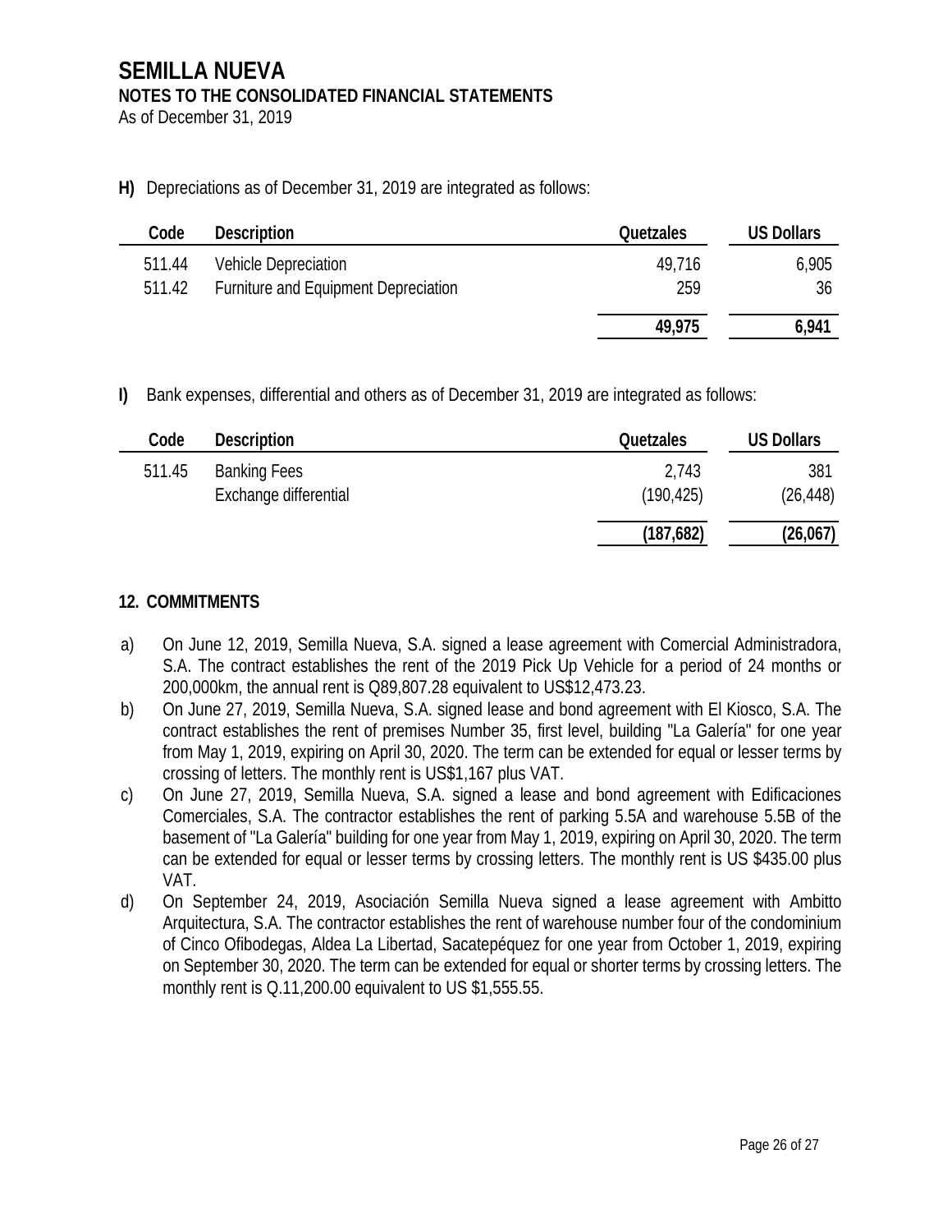# SEMILLA NUEVA

## NOTES TO THE CONSOLIDATED FINANCIAL STATEMENTS

As of December 31, 2019

**H)** Depreciations as of December 31, 2019 are integrated as follows:

| Code | Description | Quetzales | US Dollars |
|---|---|---|---|
| 511.44 | Vehicle Depreciation | 49,716 | 6,905 |
| 511.42 | Furniture and Equipment Depreciation | 259 | 36 |
| | | **49,975** | **6,941** |

**I)** Bank expenses, differential and others as of December 31, 2019 are integrated as follows:

| Code | Description | Quetzales | US Dollars |
|---|---|---|---|
| 511.45 | Banking Fees | 2,743 | 381 |
| | Exchange differential | (190,425) | (26,448) |
| | | **(187,682)** | **(26,067)** |

### 12. COMMITMENTS

a) On June 12, 2019, Semilla Nueva, S.A. signed a lease agreement with Comercial Administradora, S.A. The contract establishes the rent of the 2019 Pick Up Vehicle for a period of 24 months or 200,000km, the annual rent is Q89,807.28 equivalent to US$12,473.23.

b) On June 27, 2019, Semilla Nueva, S.A. signed lease and bond agreement with El Kiosco, S.A. The contract establishes the rent of premises Number 35, first level, building "La Galería" for one year from May 1, 2019, expiring on April 30, 2020. The term can be extended for equal or lesser terms by crossing of letters. The monthly rent is US$1,167 plus VAT.

c) On June 27, 2019, Semilla Nueva, S.A. signed a lease and bond agreement with Edificaciones Comerciales, S.A. The contractor establishes the rent of parking 5.5A and warehouse 5.5B of the basement of "La Galería" building for one year from May 1, 2019, expiring on April 30, 2020. The term can be extended for equal or lesser terms by crossing letters. The monthly rent is US $435.00 plus VAT.

d) On September 24, 2019, Asociación Semilla Nueva signed a lease agreement with Ambitto Arquitectura, S.A. The contractor establishes the rent of warehouse number four of the condominium of Cinco Ofibodegas, Aldea La Libertad, Sacatepéquez for one year from October 1, 2019, expiring on September 30, 2020. The term can be extended for equal or shorter terms by crossing letters. The monthly rent is Q.11,200.00 equivalent to US $1,555.55.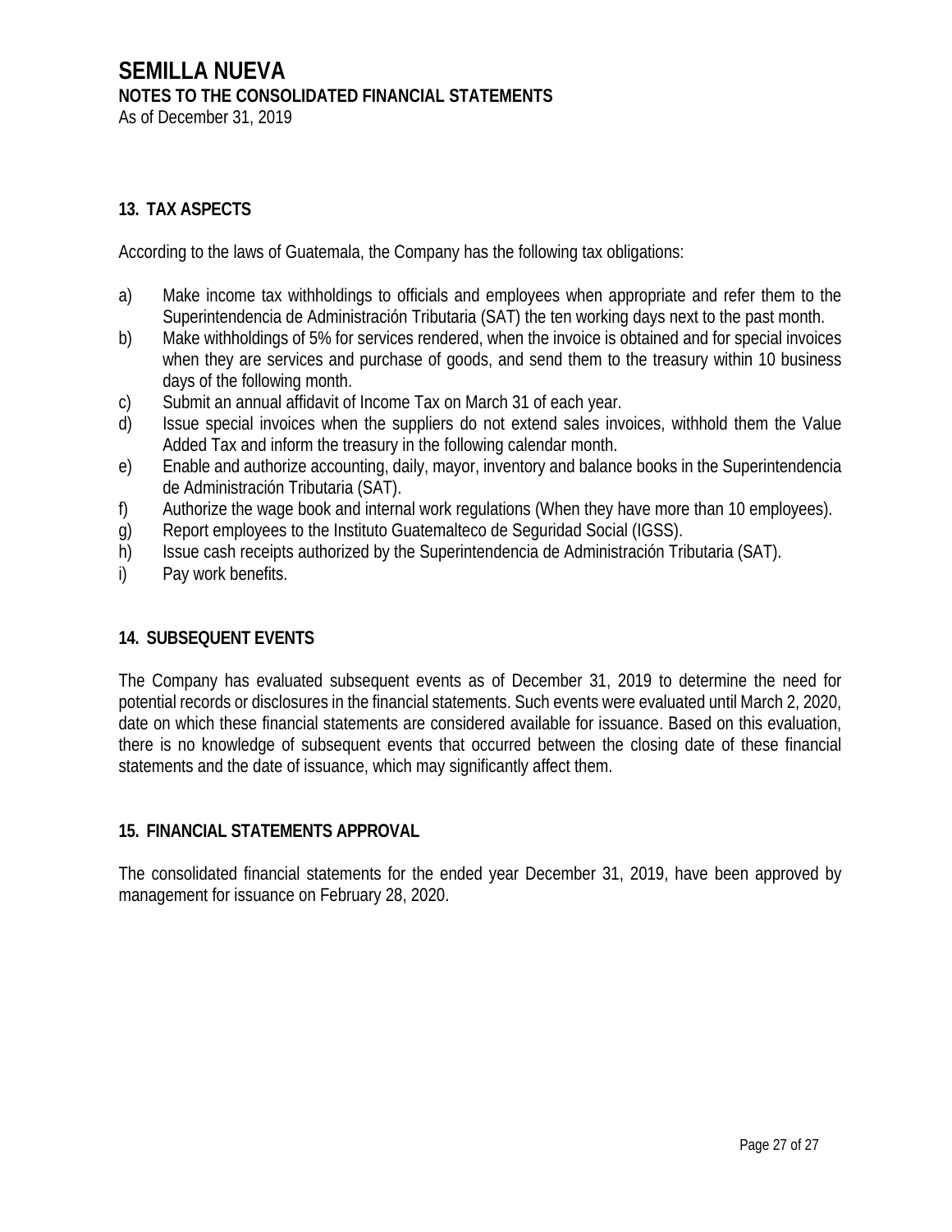# SEMILLA NUEVA

## NOTES TO THE CONSOLIDATED FINANCIAL STATEMENTS

As of December 31, 2019

### 13. TAX ASPECTS

According to the laws of Guatemala, the Company has the following tax obligations:

a) Make income tax withholdings to officials and employees when appropriate and refer them to the Superintendencia de Administración Tributaria (SAT) the ten working days next to the past month.
b) Make withholdings of 5% for services rendered, when the invoice is obtained and for special invoices when they are services and purchase of goods, and send them to the treasury within 10 business days of the following month.
c) Submit an annual affidavit of Income Tax on March 31 of each year.
d) Issue special invoices when the suppliers do not extend sales invoices, withhold them the Value Added Tax and inform the treasury in the following calendar month.
e) Enable and authorize accounting, daily, mayor, inventory and balance books in the Superintendencia de Administración Tributaria (SAT).
f) Authorize the wage book and internal work regulations (When they have more than 10 employees).
g) Report employees to the Instituto Guatemalteco de Seguridad Social (IGSS).
h) Issue cash receipts authorized by the Superintendencia de Administración Tributaria (SAT).
i) Pay work benefits.

### 14. SUBSEQUENT EVENTS

The Company has evaluated subsequent events as of December 31, 2019 to determine the need for potential records or disclosures in the financial statements. Such events were evaluated until March 2, 2020, date on which these financial statements are considered available for issuance. Based on this evaluation, there is no knowledge of subsequent events that occurred between the closing date of these financial statements and the date of issuance, which may significantly affect them.

### 15. FINANCIAL STATEMENTS APPROVAL

The consolidated financial statements for the ended year December 31, 2019, have been approved by management for issuance on February 28, 2020.